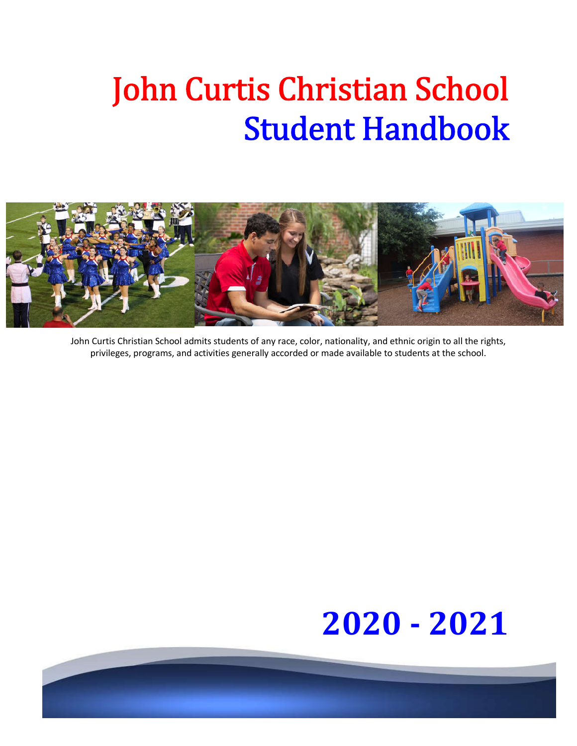# John Curtis Christian School
# Student Handbook

John Curtis Christian School admits students of any race, color, nationality, and ethnic origin to all the rights, privileges, programs, and activities generally accorded or made available to students at the school.

**2020 - 2021**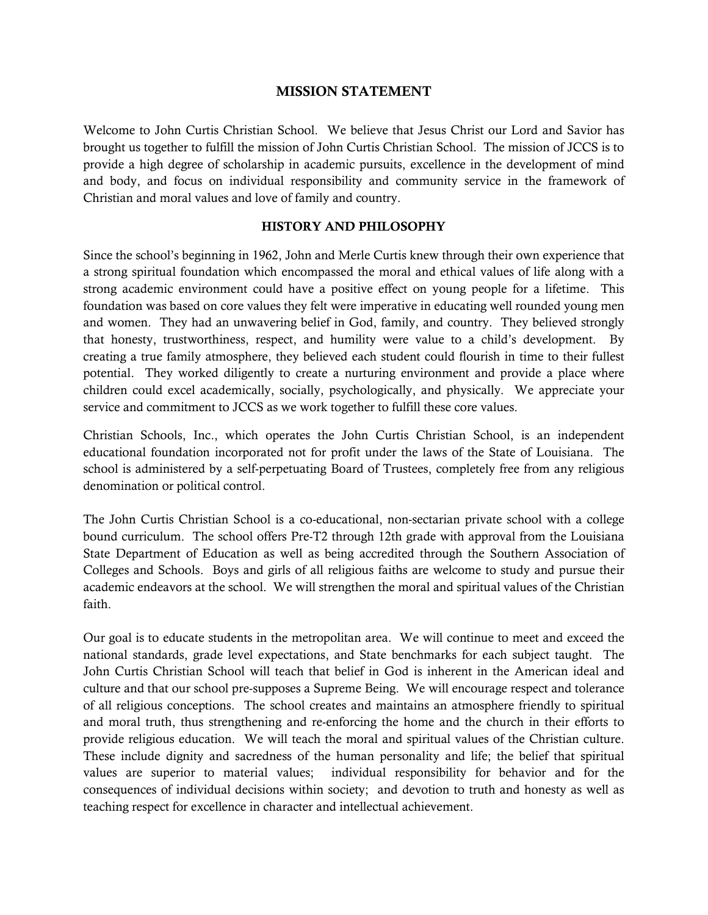## MISSION STATEMENT

Welcome to John Curtis Christian School. We believe that Jesus Christ our Lord and Savior has brought us together to fulfill the mission of John Curtis Christian School. The mission of JCCS is to provide a high degree of scholarship in academic pursuits, excellence in the development of mind and body, and focus on individual responsibility and community service in the framework of Christian and moral values and love of family and country.

## HISTORY AND PHILOSOPHY

Since the school's beginning in 1962, John and Merle Curtis knew through their own experience that a strong spiritual foundation which encompassed the moral and ethical values of life along with a strong academic environment could have a positive effect on young people for a lifetime. This foundation was based on core values they felt were imperative in educating well rounded young men and women. They had an unwavering belief in God, family, and country. They believed strongly that honesty, trustworthiness, respect, and humility were value to a child's development. By creating a true family atmosphere, they believed each student could flourish in time to their fullest potential. They worked diligently to create a nurturing environment and provide a place where children could excel academically, socially, psychologically, and physically. We appreciate your service and commitment to JCCS as we work together to fulfill these core values.

Christian Schools, Inc., which operates the John Curtis Christian School, is an independent educational foundation incorporated not for profit under the laws of the State of Louisiana. The school is administered by a self-perpetuating Board of Trustees, completely free from any religious denomination or political control.

The John Curtis Christian School is a co-educational, non-sectarian private school with a college bound curriculum. The school offers Pre-T2 through 12th grade with approval from the Louisiana State Department of Education as well as being accredited through the Southern Association of Colleges and Schools. Boys and girls of all religious faiths are welcome to study and pursue their academic endeavors at the school. We will strengthen the moral and spiritual values of the Christian faith.

Our goal is to educate students in the metropolitan area. We will continue to meet and exceed the national standards, grade level expectations, and State benchmarks for each subject taught. The John Curtis Christian School will teach that belief in God is inherent in the American ideal and culture and that our school pre-supposes a Supreme Being. We will encourage respect and tolerance of all religious conceptions. The school creates and maintains an atmosphere friendly to spiritual and moral truth, thus strengthening and re-enforcing the home and the church in their efforts to provide religious education. We will teach the moral and spiritual values of the Christian culture. These include dignity and sacredness of the human personality and life; the belief that spiritual values are superior to material values; individual responsibility for behavior and for the consequences of individual decisions within society; and devotion to truth and honesty as well as teaching respect for excellence in character and intellectual achievement.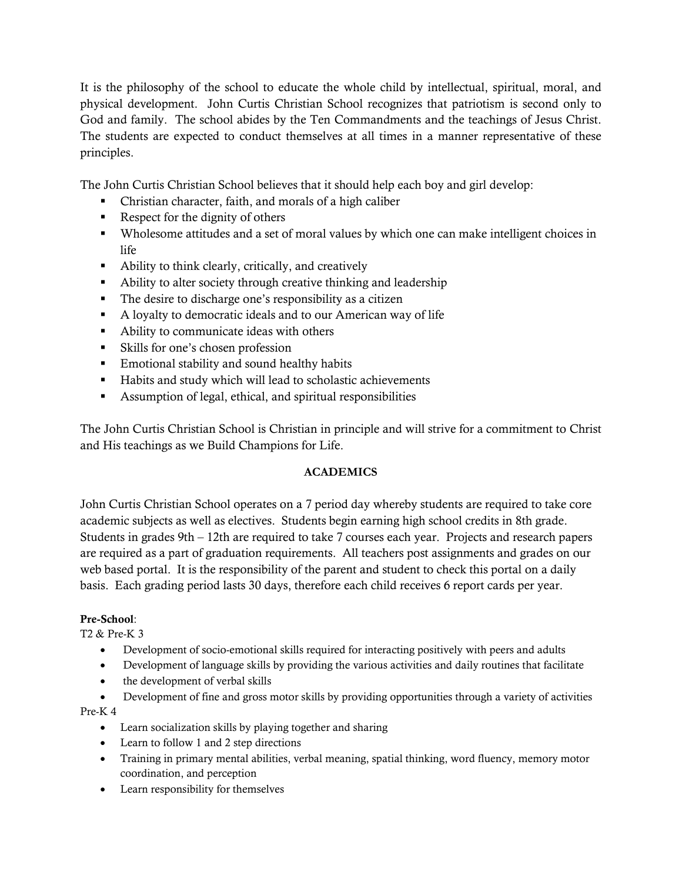It is the philosophy of the school to educate the whole child by intellectual, spiritual, moral, and physical development. John Curtis Christian School recognizes that patriotism is second only to God and family. The school abides by the Ten Commandments and the teachings of Jesus Christ. The students are expected to conduct themselves at all times in a manner representative of these principles.

The John Curtis Christian School believes that it should help each boy and girl develop:

- Christian character, faith, and morals of a high caliber
- Respect for the dignity of others
- Wholesome attitudes and a set of moral values by which one can make intelligent choices in life
- Ability to think clearly, critically, and creatively
- Ability to alter society through creative thinking and leadership
- The desire to discharge one's responsibility as a citizen
- A loyalty to democratic ideals and to our American way of life
- Ability to communicate ideas with others
- Skills for one's chosen profession
- Emotional stability and sound healthy habits
- Habits and study which will lead to scholastic achievements
- Assumption of legal, ethical, and spiritual responsibilities

The John Curtis Christian School is Christian in principle and will strive for a commitment to Christ and His teachings as we Build Champions for Life.

## ACADEMICS

John Curtis Christian School operates on a 7 period day whereby students are required to take core academic subjects as well as electives. Students begin earning high school credits in 8th grade. Students in grades 9th – 12th are required to take 7 courses each year. Projects and research papers are required as a part of graduation requirements. All teachers post assignments and grades on our web based portal. It is the responsibility of the parent and student to check this portal on a daily basis. Each grading period lasts 30 days, therefore each child receives 6 report cards per year.

**Pre-School**:

T2 & Pre-K 3

- Development of socio-emotional skills required for interacting positively with peers and adults
- Development of language skills by providing the various activities and daily routines that facilitate
- the development of verbal skills
- Development of fine and gross motor skills by providing opportunities through a variety of activities

Pre-K 4

- Learn socialization skills by playing together and sharing
- Learn to follow 1 and 2 step directions
- Training in primary mental abilities, verbal meaning, spatial thinking, word fluency, memory motor coordination, and perception
- Learn responsibility for themselves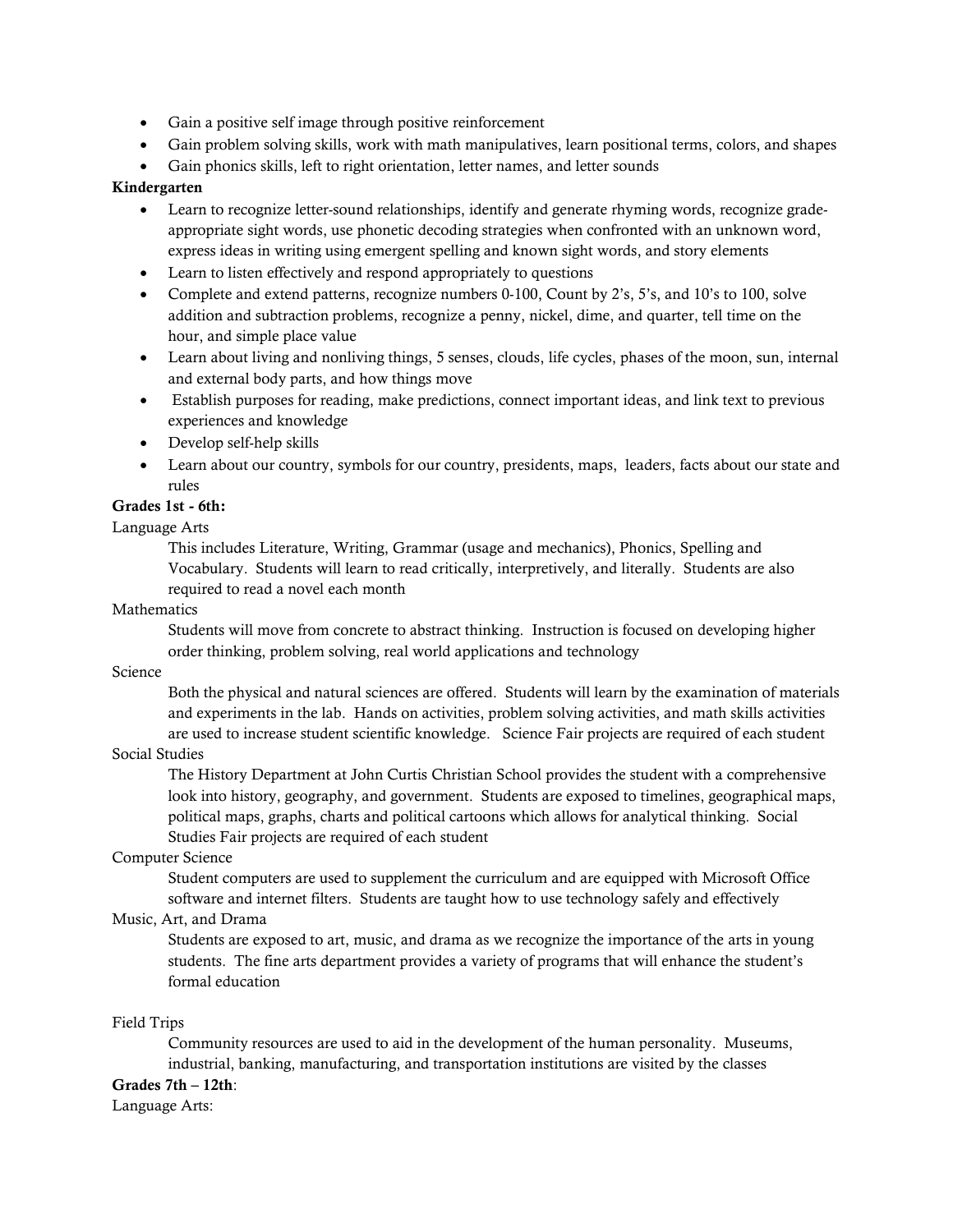- Gain a positive self image through positive reinforcement
- Gain problem solving skills, work with math manipulatives, learn positional terms, colors, and shapes
- Gain phonics skills, left to right orientation, letter names, and letter sounds

**Kindergarten**

- Learn to recognize letter-sound relationships, identify and generate rhyming words, recognize grade-appropriate sight words, use phonetic decoding strategies when confronted with an unknown word, express ideas in writing using emergent spelling and known sight words, and story elements
- Learn to listen effectively and respond appropriately to questions
- Complete and extend patterns, recognize numbers 0-100, Count by 2's, 5's, and 10's to 100, solve addition and subtraction problems, recognize a penny, nickel, dime, and quarter, tell time on the hour, and simple place value
- Learn about living and nonliving things, 5 senses, clouds, life cycles, phases of the moon, sun, internal and external body parts, and how things move
- Establish purposes for reading, make predictions, connect important ideas, and link text to previous experiences and knowledge
- Develop self-help skills
- Learn about our country, symbols for our country, presidents, maps, leaders, facts about our state and rules

**Grades 1st - 6th:**

Language Arts

> This includes Literature, Writing, Grammar (usage and mechanics), Phonics, Spelling and Vocabulary. Students will learn to read critically, interpretively, and literally. Students are also required to read a novel each month

Mathematics

> Students will move from concrete to abstract thinking. Instruction is focused on developing higher order thinking, problem solving, real world applications and technology

Science

> Both the physical and natural sciences are offered. Students will learn by the examination of materials and experiments in the lab. Hands on activities, problem solving activities, and math skills activities are used to increase student scientific knowledge. Science Fair projects are required of each student

Social Studies

> The History Department at John Curtis Christian School provides the student with a comprehensive look into history, geography, and government. Students are exposed to timelines, geographical maps, political maps, graphs, charts and political cartoons which allows for analytical thinking. Social Studies Fair projects are required of each student

Computer Science

> Student computers are used to supplement the curriculum and are equipped with Microsoft Office software and internet filters. Students are taught how to use technology safely and effectively

Music, Art, and Drama

> Students are exposed to art, music, and drama as we recognize the importance of the arts in young students. The fine arts department provides a variety of programs that will enhance the student's formal education

Field Trips

> Community resources are used to aid in the development of the human personality. Museums, industrial, banking, manufacturing, and transportation institutions are visited by the classes

**Grades 7th – 12th**:

Language Arts: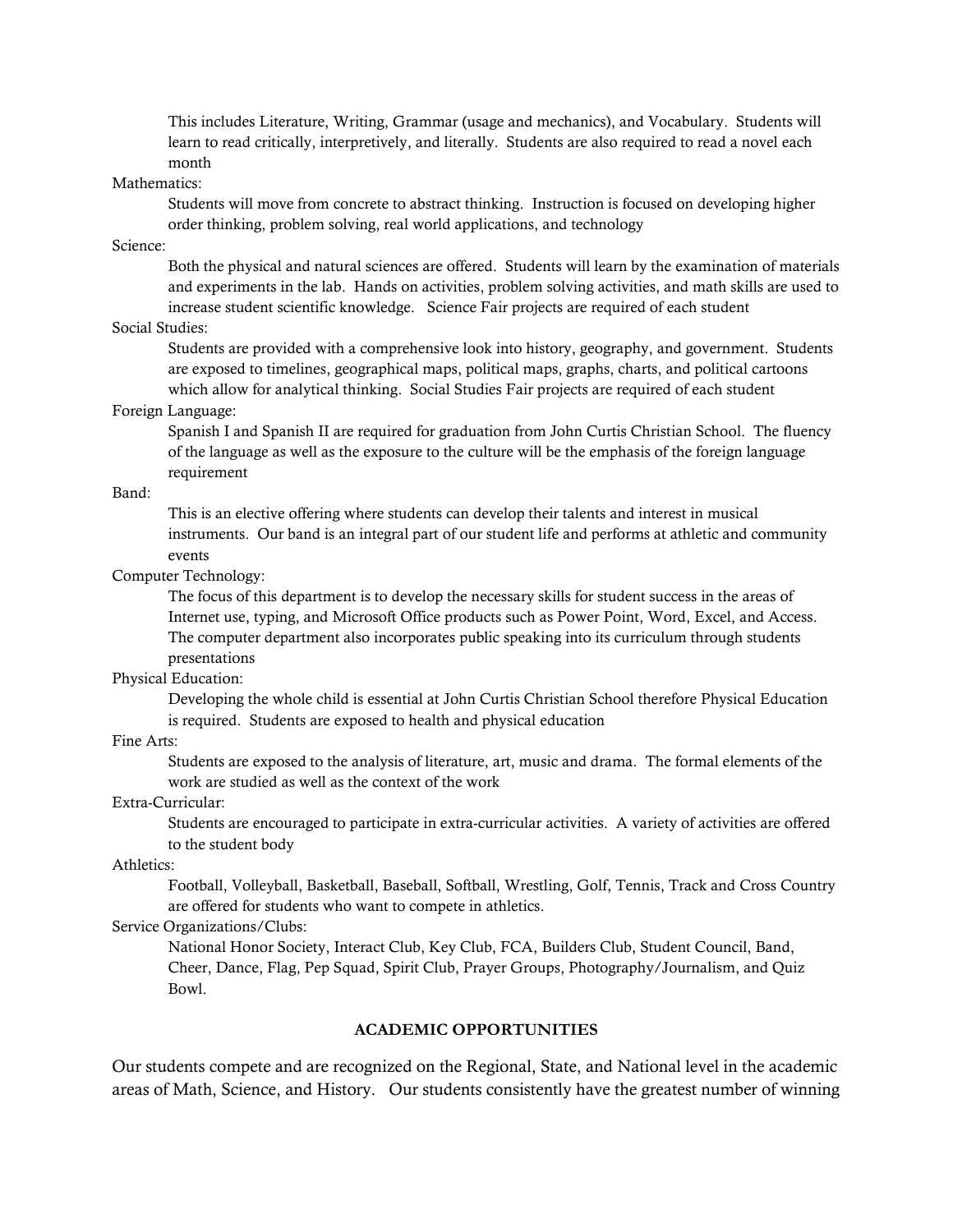This includes Literature, Writing, Grammar (usage and mechanics), and Vocabulary. Students will learn to read critically, interpretively, and literally. Students are also required to read a novel each month

Mathematics:

Students will move from concrete to abstract thinking. Instruction is focused on developing higher order thinking, problem solving, real world applications, and technology

Science:

Both the physical and natural sciences are offered. Students will learn by the examination of materials and experiments in the lab. Hands on activities, problem solving activities, and math skills are used to increase student scientific knowledge. Science Fair projects are required of each student

Social Studies:

Students are provided with a comprehensive look into history, geography, and government. Students are exposed to timelines, geographical maps, political maps, graphs, charts, and political cartoons which allow for analytical thinking. Social Studies Fair projects are required of each student

Foreign Language:

Spanish I and Spanish II are required for graduation from John Curtis Christian School. The fluency of the language as well as the exposure to the culture will be the emphasis of the foreign language requirement

Band:

This is an elective offering where students can develop their talents and interest in musical instruments. Our band is an integral part of our student life and performs at athletic and community events

Computer Technology:

The focus of this department is to develop the necessary skills for student success in the areas of Internet use, typing, and Microsoft Office products such as Power Point, Word, Excel, and Access. The computer department also incorporates public speaking into its curriculum through students presentations

Physical Education:

Developing the whole child is essential at John Curtis Christian School therefore Physical Education is required. Students are exposed to health and physical education

Fine Arts:

Students are exposed to the analysis of literature, art, music and drama. The formal elements of the work are studied as well as the context of the work

Extra-Curricular:

Students are encouraged to participate in extra-curricular activities. A variety of activities are offered to the student body

Athletics:

Football, Volleyball, Basketball, Baseball, Softball, Wrestling, Golf, Tennis, Track and Cross Country are offered for students who want to compete in athletics.

Service Organizations/Clubs:

National Honor Society, Interact Club, Key Club, FCA, Builders Club, Student Council, Band, Cheer, Dance, Flag, Pep Squad, Spirit Club, Prayer Groups, Photography/Journalism, and Quiz Bowl.

## ACADEMIC OPPORTUNITIES

Our students compete and are recognized on the Regional, State, and National level in the academic areas of Math, Science, and History. Our students consistently have the greatest number of winning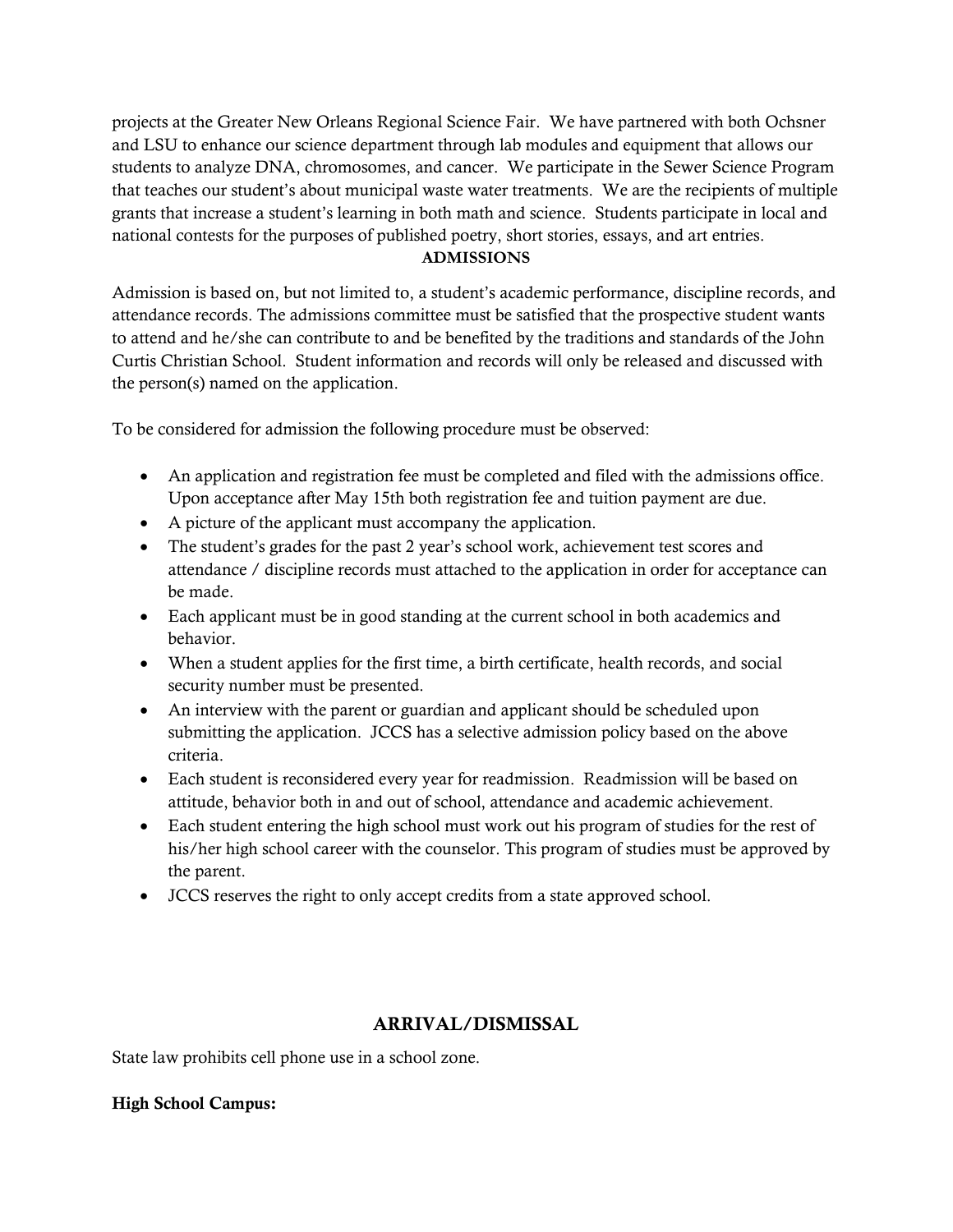projects at the Greater New Orleans Regional Science Fair. We have partnered with both Ochsner and LSU to enhance our science department through lab modules and equipment that allows our students to analyze DNA, chromosomes, and cancer. We participate in the Sewer Science Program that teaches our student's about municipal waste water treatments. We are the recipients of multiple grants that increase a student's learning in both math and science. Students participate in local and national contests for the purposes of published poetry, short stories, essays, and art entries.

## ADMISSIONS

Admission is based on, but not limited to, a student's academic performance, discipline records, and attendance records. The admissions committee must be satisfied that the prospective student wants to attend and he/she can contribute to and be benefited by the traditions and standards of the John Curtis Christian School. Student information and records will only be released and discussed with the person(s) named on the application.

To be considered for admission the following procedure must be observed:

- An application and registration fee must be completed and filed with the admissions office. Upon acceptance after May 15th both registration fee and tuition payment are due.
- A picture of the applicant must accompany the application.
- The student's grades for the past 2 year's school work, achievement test scores and attendance / discipline records must attached to the application in order for acceptance can be made.
- Each applicant must be in good standing at the current school in both academics and behavior.
- When a student applies for the first time, a birth certificate, health records, and social security number must be presented.
- An interview with the parent or guardian and applicant should be scheduled upon submitting the application. JCCS has a selective admission policy based on the above criteria.
- Each student is reconsidered every year for readmission. Readmission will be based on attitude, behavior both in and out of school, attendance and academic achievement.
- Each student entering the high school must work out his program of studies for the rest of his/her high school career with the counselor. This program of studies must be approved by the parent.
- JCCS reserves the right to only accept credits from a state approved school.

## ARRIVAL/DISMISSAL

State law prohibits cell phone use in a school zone.

**High School Campus:**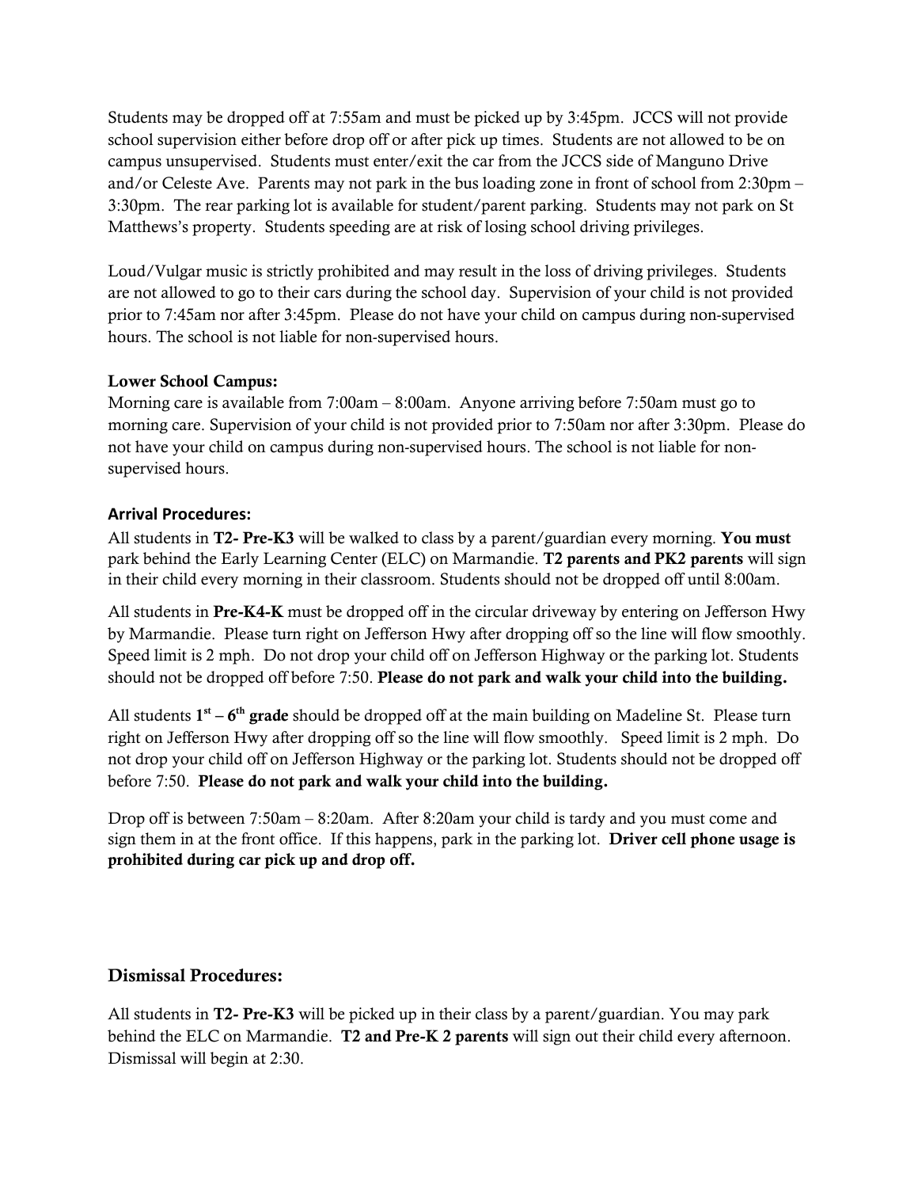Students may be dropped off at 7:55am and must be picked up by 3:45pm. JCCS will not provide school supervision either before drop off or after pick up times. Students are not allowed to be on campus unsupervised. Students must enter/exit the car from the JCCS side of Manguno Drive and/or Celeste Ave. Parents may not park in the bus loading zone in front of school from 2:30pm – 3:30pm. The rear parking lot is available for student/parent parking. Students may not park on St Matthews's property. Students speeding are at risk of losing school driving privileges.

Loud/Vulgar music is strictly prohibited and may result in the loss of driving privileges. Students are not allowed to go to their cars during the school day. Supervision of your child is not provided prior to 7:45am nor after 3:45pm. Please do not have your child on campus during non-supervised hours. The school is not liable for non-supervised hours.

**Lower School Campus:**
Morning care is available from 7:00am – 8:00am. Anyone arriving before 7:50am must go to morning care. Supervision of your child is not provided prior to 7:50am nor after 3:30pm. Please do not have your child on campus during non-supervised hours. The school is not liable for non-supervised hours.

**Arrival Procedures:**

All students in **T2- Pre-K3** will be walked to class by a parent/guardian every morning. **You must** park behind the Early Learning Center (ELC) on Marmandie. **T2 parents and PK2 parents** will sign in their child every morning in their classroom. Students should not be dropped off until 8:00am.

All students in **Pre-K4-K** must be dropped off in the circular driveway by entering on Jefferson Hwy by Marmandie. Please turn right on Jefferson Hwy after dropping off so the line will flow smoothly. Speed limit is 2 mph. Do not drop your child off on Jefferson Highway or the parking lot. Students should not be dropped off before 7:50. **Please do not park and walk your child into the building.**

All students **1st – 6th grade** should be dropped off at the main building on Madeline St. Please turn right on Jefferson Hwy after dropping off so the line will flow smoothly. Speed limit is 2 mph. Do not drop your child off on Jefferson Highway or the parking lot. Students should not be dropped off before 7:50. **Please do not park and walk your child into the building.**

Drop off is between 7:50am – 8:20am. After 8:20am your child is tardy and you must come and sign them in at the front office. If this happens, park in the parking lot. **Driver cell phone usage is prohibited during car pick up and drop off.**

## Dismissal Procedures:

All students in **T2- Pre-K3** will be picked up in their class by a parent/guardian. You may park behind the ELC on Marmandie. **T2 and Pre-K 2 parents** will sign out their child every afternoon. Dismissal will begin at 2:30.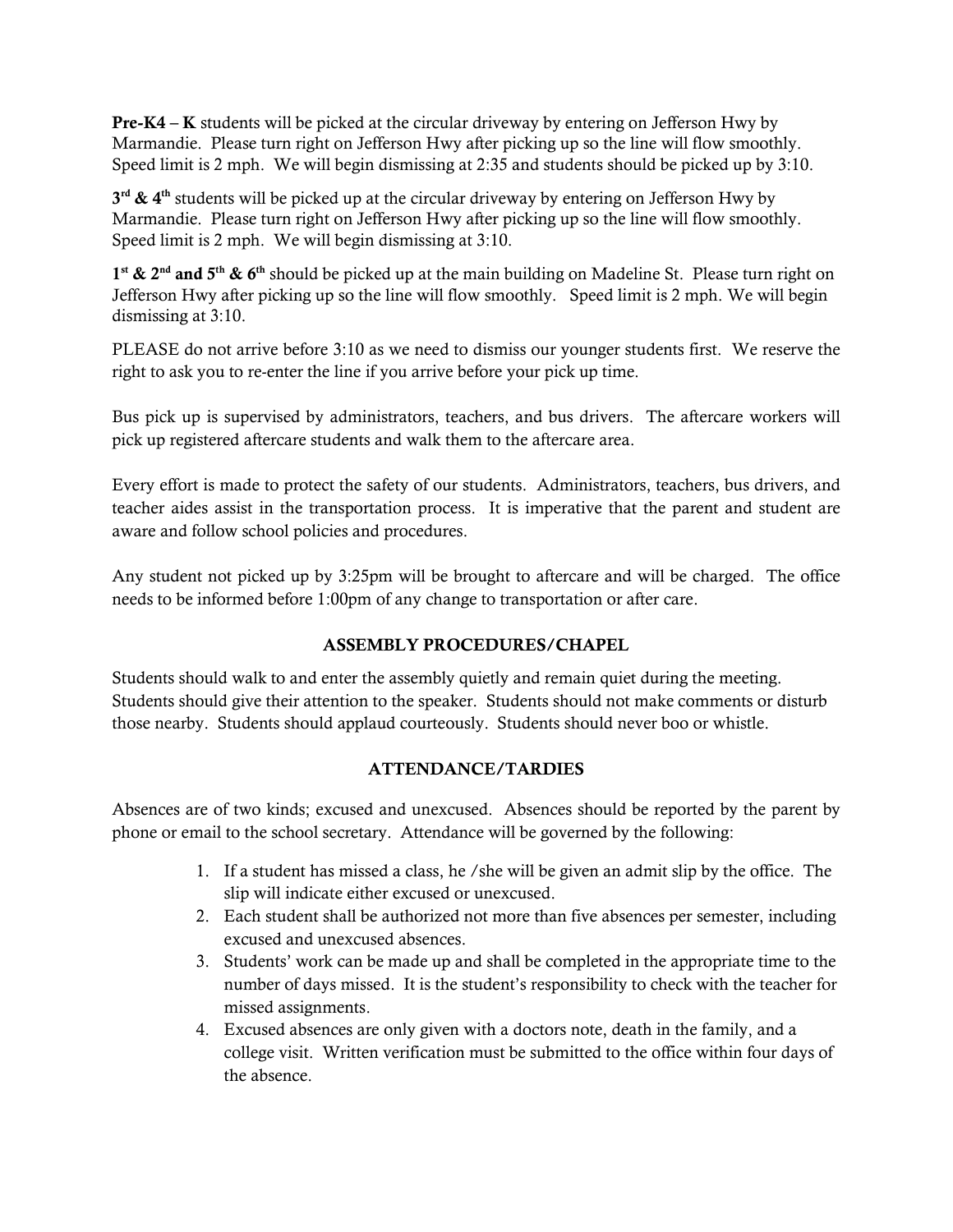**Pre-K4 – K** students will be picked at the circular driveway by entering on Jefferson Hwy by Marmandie. Please turn right on Jefferson Hwy after picking up so the line will flow smoothly. Speed limit is 2 mph. We will begin dismissing at 2:35 and students should be picked up by 3:10.

**3rd & 4th** students will be picked up at the circular driveway by entering on Jefferson Hwy by Marmandie. Please turn right on Jefferson Hwy after picking up so the line will flow smoothly. Speed limit is 2 mph. We will begin dismissing at 3:10.

**1st & 2nd and 5th & 6th** should be picked up at the main building on Madeline St. Please turn right on Jefferson Hwy after picking up so the line will flow smoothly. Speed limit is 2 mph. We will begin dismissing at 3:10.

PLEASE do not arrive before 3:10 as we need to dismiss our younger students first. We reserve the right to ask you to re-enter the line if you arrive before your pick up time.

Bus pick up is supervised by administrators, teachers, and bus drivers. The aftercare workers will pick up registered aftercare students and walk them to the aftercare area.

Every effort is made to protect the safety of our students. Administrators, teachers, bus drivers, and teacher aides assist in the transportation process. It is imperative that the parent and student are aware and follow school policies and procedures.

Any student not picked up by 3:25pm will be brought to aftercare and will be charged. The office needs to be informed before 1:00pm of any change to transportation or after care.

## ASSEMBLY PROCEDURES/CHAPEL

Students should walk to and enter the assembly quietly and remain quiet during the meeting. Students should give their attention to the speaker. Students should not make comments or disturb those nearby. Students should applaud courteously. Students should never boo or whistle.

## ATTENDANCE/TARDIES

Absences are of two kinds; excused and unexcused. Absences should be reported by the parent by phone or email to the school secretary. Attendance will be governed by the following:

1. If a student has missed a class, he /she will be given an admit slip by the office. The slip will indicate either excused or unexcused.
2. Each student shall be authorized not more than five absences per semester, including excused and unexcused absences.
3. Students' work can be made up and shall be completed in the appropriate time to the number of days missed. It is the student's responsibility to check with the teacher for missed assignments.
4. Excused absences are only given with a doctors note, death in the family, and a college visit. Written verification must be submitted to the office within four days of the absence.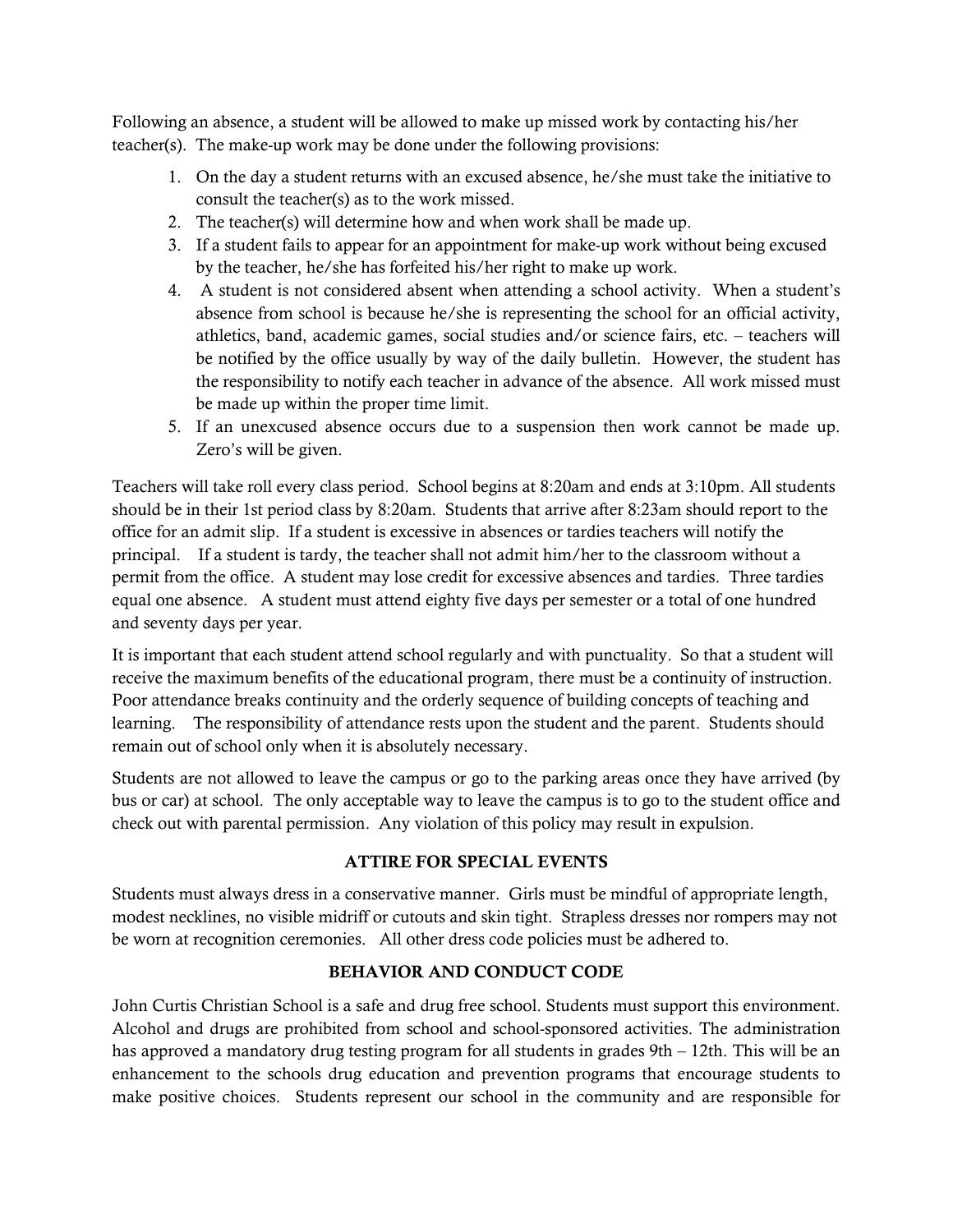Following an absence, a student will be allowed to make up missed work by contacting his/her teacher(s). The make-up work may be done under the following provisions:

1. On the day a student returns with an excused absence, he/she must take the initiative to consult the teacher(s) as to the work missed.
2. The teacher(s) will determine how and when work shall be made up.
3. If a student fails to appear for an appointment for make-up work without being excused by the teacher, he/she has forfeited his/her right to make up work.
4. A student is not considered absent when attending a school activity. When a student's absence from school is because he/she is representing the school for an official activity, athletics, band, academic games, social studies and/or science fairs, etc. – teachers will be notified by the office usually by way of the daily bulletin. However, the student has the responsibility to notify each teacher in advance of the absence. All work missed must be made up within the proper time limit.
5. If an unexcused absence occurs due to a suspension then work cannot be made up. Zero's will be given.

Teachers will take roll every class period. School begins at 8:20am and ends at 3:10pm. All students should be in their 1st period class by 8:20am. Students that arrive after 8:23am should report to the office for an admit slip. If a student is excessive in absences or tardies teachers will notify the principal. If a student is tardy, the teacher shall not admit him/her to the classroom without a permit from the office. A student may lose credit for excessive absences and tardies. Three tardies equal one absence. A student must attend eighty five days per semester or a total of one hundred and seventy days per year.

It is important that each student attend school regularly and with punctuality. So that a student will receive the maximum benefits of the educational program, there must be a continuity of instruction. Poor attendance breaks continuity and the orderly sequence of building concepts of teaching and learning. The responsibility of attendance rests upon the student and the parent. Students should remain out of school only when it is absolutely necessary.

Students are not allowed to leave the campus or go to the parking areas once they have arrived (by bus or car) at school. The only acceptable way to leave the campus is to go to the student office and check out with parental permission. Any violation of this policy may result in expulsion.

## ATTIRE FOR SPECIAL EVENTS

Students must always dress in a conservative manner. Girls must be mindful of appropriate length, modest necklines, no visible midriff or cutouts and skin tight. Strapless dresses nor rompers may not be worn at recognition ceremonies. All other dress code policies must be adhered to.

## BEHAVIOR AND CONDUCT CODE

John Curtis Christian School is a safe and drug free school. Students must support this environment. Alcohol and drugs are prohibited from school and school-sponsored activities. The administration has approved a mandatory drug testing program for all students in grades 9th – 12th. This will be an enhancement to the schools drug education and prevention programs that encourage students to make positive choices. Students represent our school in the community and are responsible for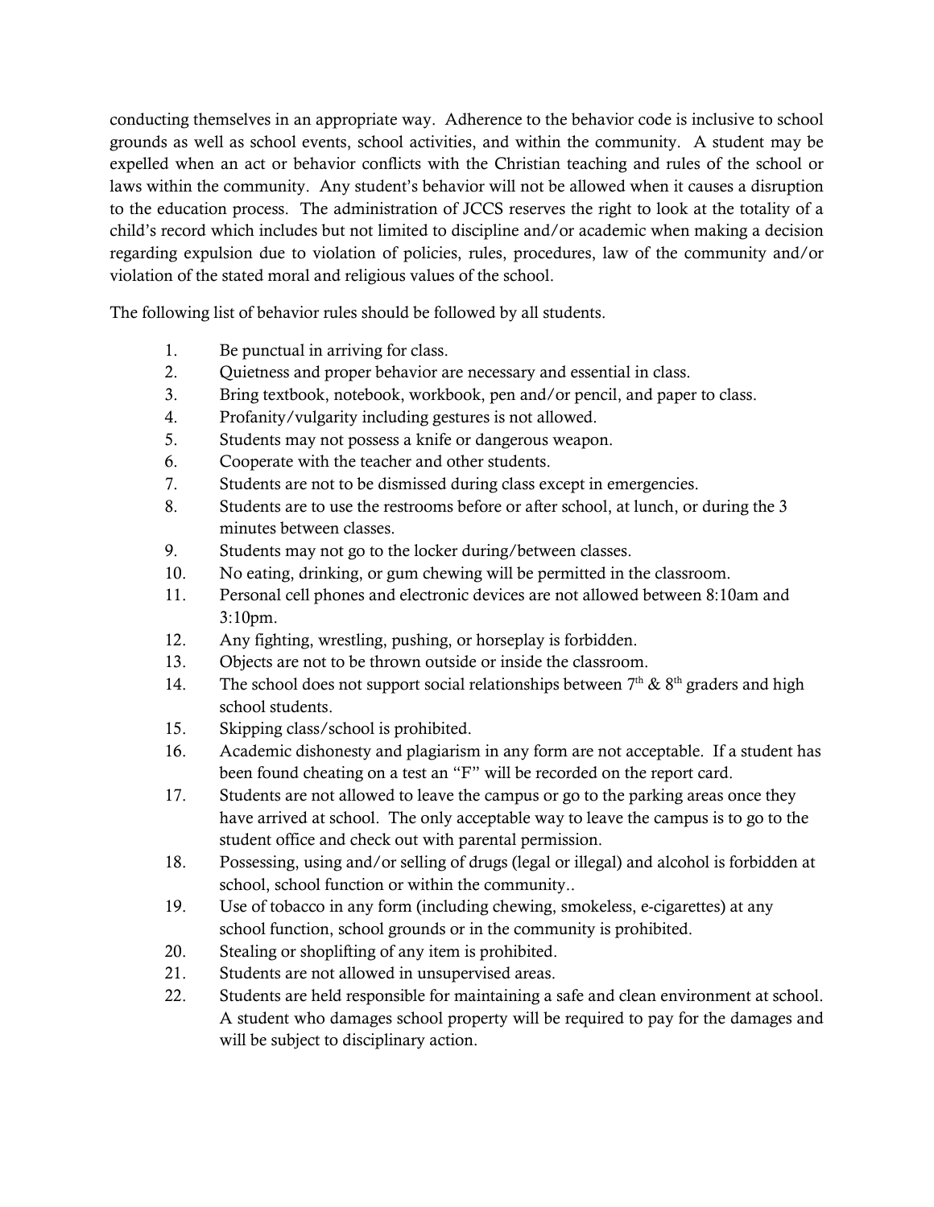conducting themselves in an appropriate way. Adherence to the behavior code is inclusive to school grounds as well as school events, school activities, and within the community. A student may be expelled when an act or behavior conflicts with the Christian teaching and rules of the school or laws within the community. Any student's behavior will not be allowed when it causes a disruption to the education process. The administration of JCCS reserves the right to look at the totality of a child's record which includes but not limited to discipline and/or academic when making a decision regarding expulsion due to violation of policies, rules, procedures, law of the community and/or violation of the stated moral and religious values of the school.

The following list of behavior rules should be followed by all students.

1. Be punctual in arriving for class.
2. Quietness and proper behavior are necessary and essential in class.
3. Bring textbook, notebook, workbook, pen and/or pencil, and paper to class.
4. Profanity/vulgarity including gestures is not allowed.
5. Students may not possess a knife or dangerous weapon.
6. Cooperate with the teacher and other students.
7. Students are not to be dismissed during class except in emergencies.
8. Students are to use the restrooms before or after school, at lunch, or during the 3 minutes between classes.
9. Students may not go to the locker during/between classes.
10. No eating, drinking, or gum chewing will be permitted in the classroom.
11. Personal cell phones and electronic devices are not allowed between 8:10am and 3:10pm.
12. Any fighting, wrestling, pushing, or horseplay is forbidden.
13. Objects are not to be thrown outside or inside the classroom.
14. The school does not support social relationships between 7th & 8th graders and high school students.
15. Skipping class/school is prohibited.
16. Academic dishonesty and plagiarism in any form are not acceptable. If a student has been found cheating on a test an "F" will be recorded on the report card.
17. Students are not allowed to leave the campus or go to the parking areas once they have arrived at school. The only acceptable way to leave the campus is to go to the student office and check out with parental permission.
18. Possessing, using and/or selling of drugs (legal or illegal) and alcohol is forbidden at school, school function or within the community..
19. Use of tobacco in any form (including chewing, smokeless, e-cigarettes) at any school function, school grounds or in the community is prohibited.
20. Stealing or shoplifting of any item is prohibited.
21. Students are not allowed in unsupervised areas.
22. Students are held responsible for maintaining a safe and clean environment at school. A student who damages school property will be required to pay for the damages and will be subject to disciplinary action.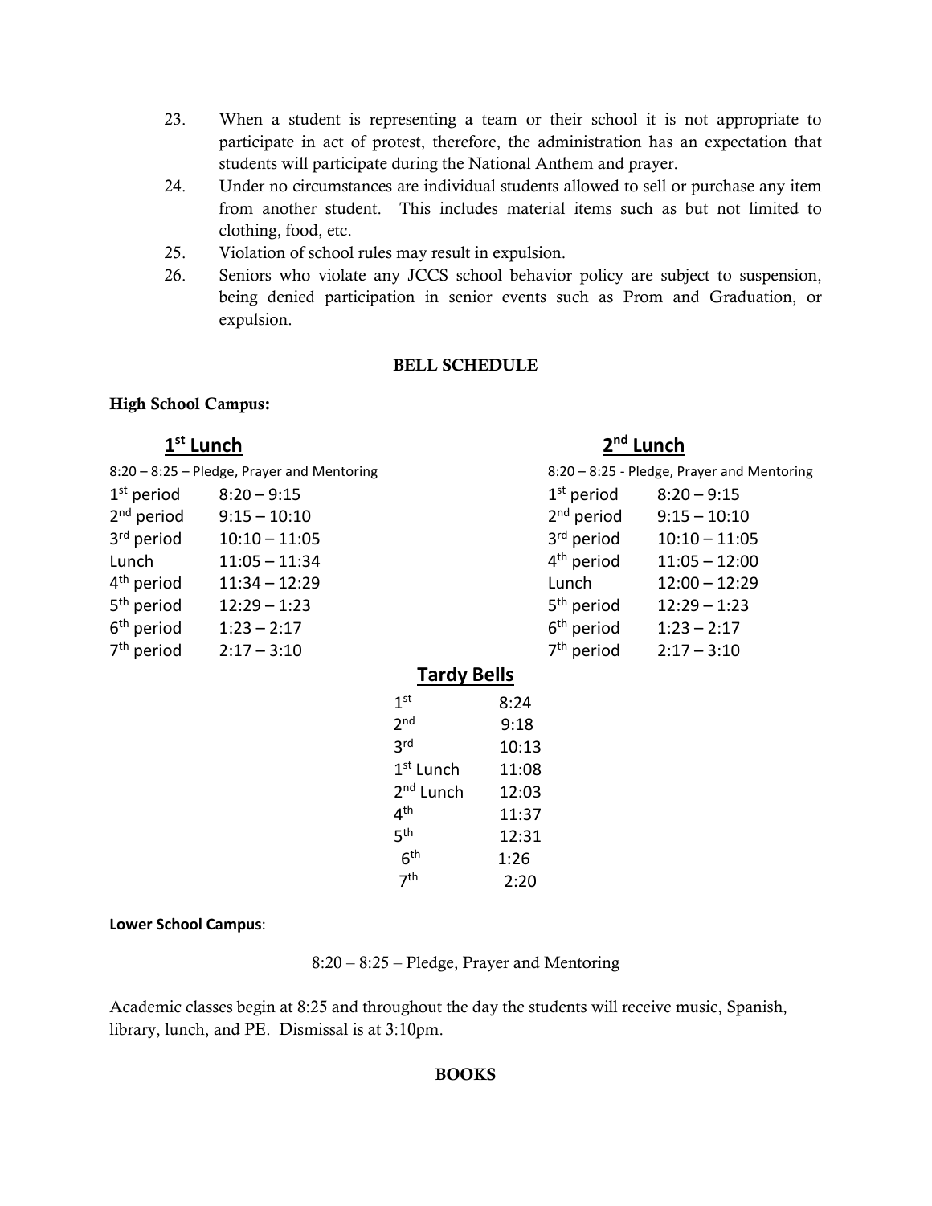23. When a student is representing a team or their school it is not appropriate to participate in act of protest, therefore, the administration has an expectation that students will participate during the National Anthem and prayer.
24. Under no circumstances are individual students allowed to sell or purchase any item from another student. This includes material items such as but not limited to clothing, food, etc.
25. Violation of school rules may result in expulsion.
26. Seniors who violate any JCCS school behavior policy are subject to suspension, being denied participation in senior events such as Prom and Graduation, or expulsion.

## BELL SCHEDULE

**High School Campus:**

### 1st Lunch

8:20 – 8:25 – Pledge, Prayer and Mentoring

| | |
|---|---|
| 1st period | 8:20 – 9:15 |
| 2nd period | 9:15 – 10:10 |
| 3rd period | 10:10 – 11:05 |
| Lunch | 11:05 – 11:34 |
| 4th period | 11:34 – 12:29 |
| 5th period | 12:29 – 1:23 |
| 6th period | 1:23 – 2:17 |
| 7th period | 2:17 – 3:10 |

### 2nd Lunch

8:20 – 8:25 - Pledge, Prayer and Mentoring

| | |
|---|---|
| 1st period | 8:20 – 9:15 |
| 2nd period | 9:15 – 10:10 |
| 3rd period | 10:10 – 11:05 |
| 4th period | 11:05 – 12:00 |
| Lunch | 12:00 – 12:29 |
| 5th period | 12:29 – 1:23 |
| 6th period | 1:23 – 2:17 |
| 7th period | 2:17 – 3:10 |

### Tardy Bells

| | |
|---|---|
| 1st | 8:24 |
| 2nd | 9:18 |
| 3rd | 10:13 |
| 1st Lunch | 11:08 |
| 2nd Lunch | 12:03 |
| 4th | 11:37 |
| 5th | 12:31 |
| 6th | 1:26 |
| 7th | 2:20 |

**Lower School Campus**:

8:20 – 8:25 – Pledge, Prayer and Mentoring

Academic classes begin at 8:25 and throughout the day the students will receive music, Spanish, library, lunch, and PE. Dismissal is at 3:10pm.

## BOOKS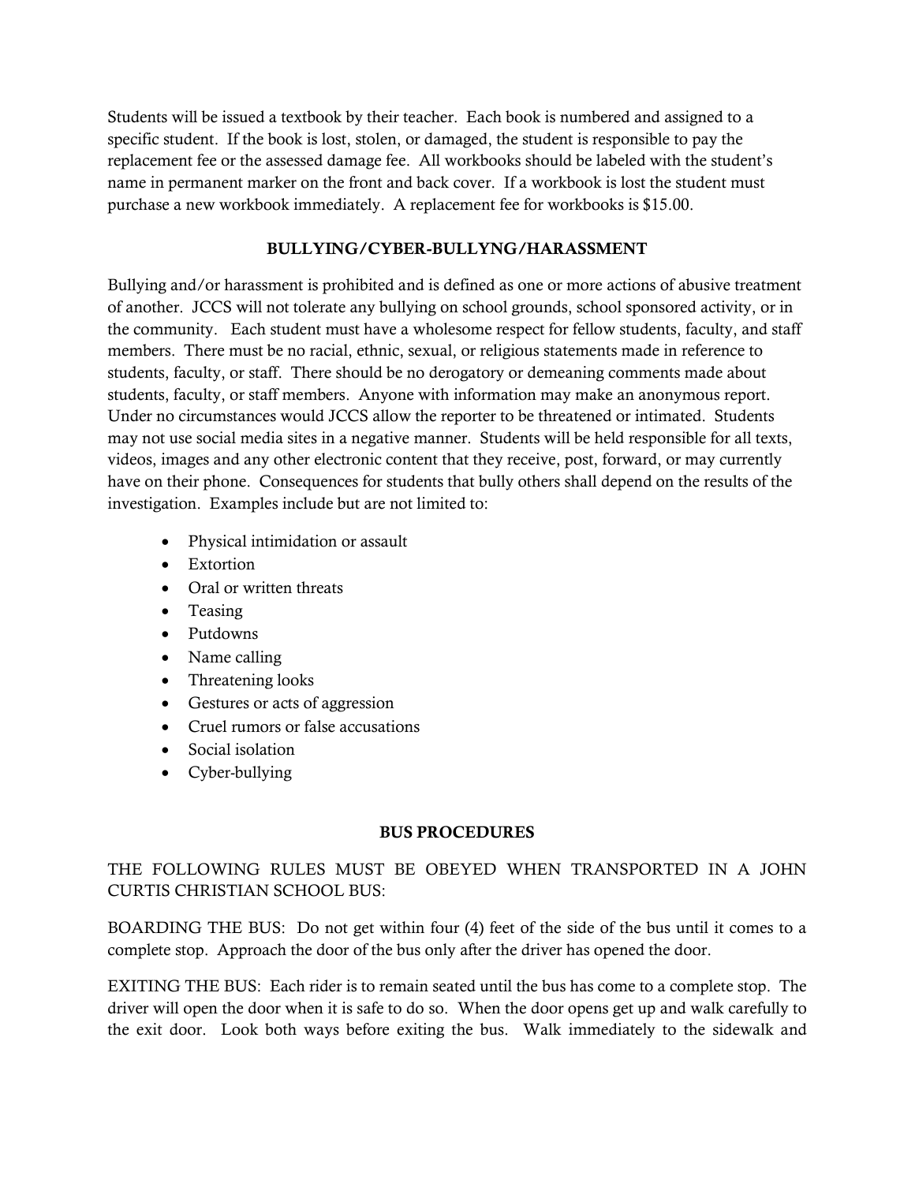Students will be issued a textbook by their teacher. Each book is numbered and assigned to a specific student. If the book is lost, stolen, or damaged, the student is responsible to pay the replacement fee or the assessed damage fee. All workbooks should be labeled with the student's name in permanent marker on the front and back cover. If a workbook is lost the student must purchase a new workbook immediately. A replacement fee for workbooks is $15.00.

## BULLYING/CYBER-BULLYNG/HARASSMENT

Bullying and/or harassment is prohibited and is defined as one or more actions of abusive treatment of another. JCCS will not tolerate any bullying on school grounds, school sponsored activity, or in the community. Each student must have a wholesome respect for fellow students, faculty, and staff members. There must be no racial, ethnic, sexual, or religious statements made in reference to students, faculty, or staff. There should be no derogatory or demeaning comments made about students, faculty, or staff members. Anyone with information may make an anonymous report. Under no circumstances would JCCS allow the reporter to be threatened or intimated. Students may not use social media sites in a negative manner. Students will be held responsible for all texts, videos, images and any other electronic content that they receive, post, forward, or may currently have on their phone. Consequences for students that bully others shall depend on the results of the investigation. Examples include but are not limited to:

- Physical intimidation or assault
- Extortion
- Oral or written threats
- Teasing
- Putdowns
- Name calling
- Threatening looks
- Gestures or acts of aggression
- Cruel rumors or false accusations
- Social isolation
- Cyber-bullying

## BUS PROCEDURES

THE FOLLOWING RULES MUST BE OBEYED WHEN TRANSPORTED IN A JOHN CURTIS CHRISTIAN SCHOOL BUS:

BOARDING THE BUS: Do not get within four (4) feet of the side of the bus until it comes to a complete stop. Approach the door of the bus only after the driver has opened the door.

EXITING THE BUS: Each rider is to remain seated until the bus has come to a complete stop. The driver will open the door when it is safe to do so. When the door opens get up and walk carefully to the exit door. Look both ways before exiting the bus. Walk immediately to the sidewalk and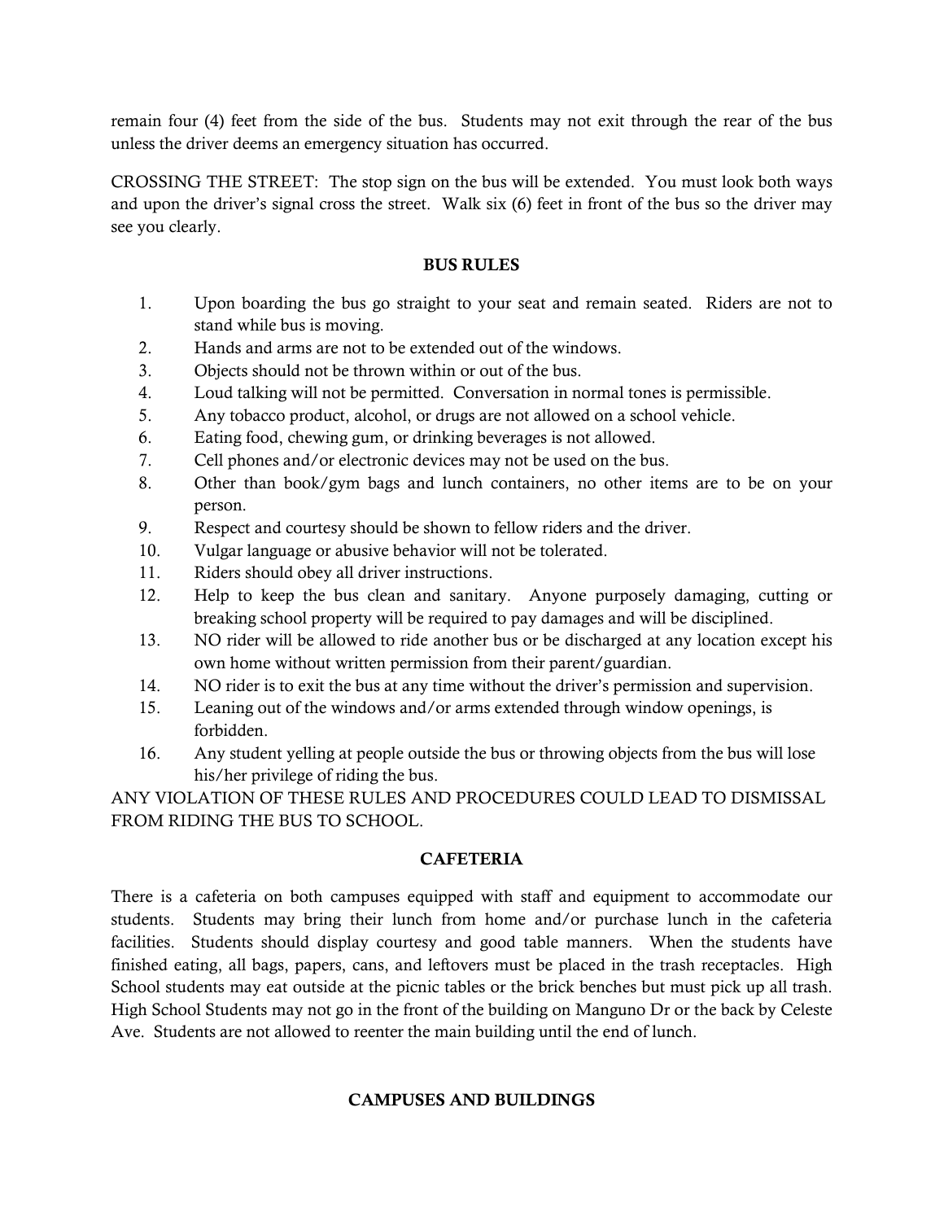remain four (4) feet from the side of the bus. Students may not exit through the rear of the bus unless the driver deems an emergency situation has occurred.

CROSSING THE STREET: The stop sign on the bus will be extended. You must look both ways and upon the driver's signal cross the street. Walk six (6) feet in front of the bus so the driver may see you clearly.

## BUS RULES

1. Upon boarding the bus go straight to your seat and remain seated. Riders are not to stand while bus is moving.
2. Hands and arms are not to be extended out of the windows.
3. Objects should not be thrown within or out of the bus.
4. Loud talking will not be permitted. Conversation in normal tones is permissible.
5. Any tobacco product, alcohol, or drugs are not allowed on a school vehicle.
6. Eating food, chewing gum, or drinking beverages is not allowed.
7. Cell phones and/or electronic devices may not be used on the bus.
8. Other than book/gym bags and lunch containers, no other items are to be on your person.
9. Respect and courtesy should be shown to fellow riders and the driver.
10. Vulgar language or abusive behavior will not be tolerated.
11. Riders should obey all driver instructions.
12. Help to keep the bus clean and sanitary. Anyone purposely damaging, cutting or breaking school property will be required to pay damages and will be disciplined.
13. NO rider will be allowed to ride another bus or be discharged at any location except his own home without written permission from their parent/guardian.
14. NO rider is to exit the bus at any time without the driver's permission and supervision.
15. Leaning out of the windows and/or arms extended through window openings, is forbidden.
16. Any student yelling at people outside the bus or throwing objects from the bus will lose his/her privilege of riding the bus.

ANY VIOLATION OF THESE RULES AND PROCEDURES COULD LEAD TO DISMISSAL FROM RIDING THE BUS TO SCHOOL.

## CAFETERIA

There is a cafeteria on both campuses equipped with staff and equipment to accommodate our students. Students may bring their lunch from home and/or purchase lunch in the cafeteria facilities. Students should display courtesy and good table manners. When the students have finished eating, all bags, papers, cans, and leftovers must be placed in the trash receptacles. High School students may eat outside at the picnic tables or the brick benches but must pick up all trash. High School Students may not go in the front of the building on Manguno Dr or the back by Celeste Ave. Students are not allowed to reenter the main building until the end of lunch.

## CAMPUSES AND BUILDINGS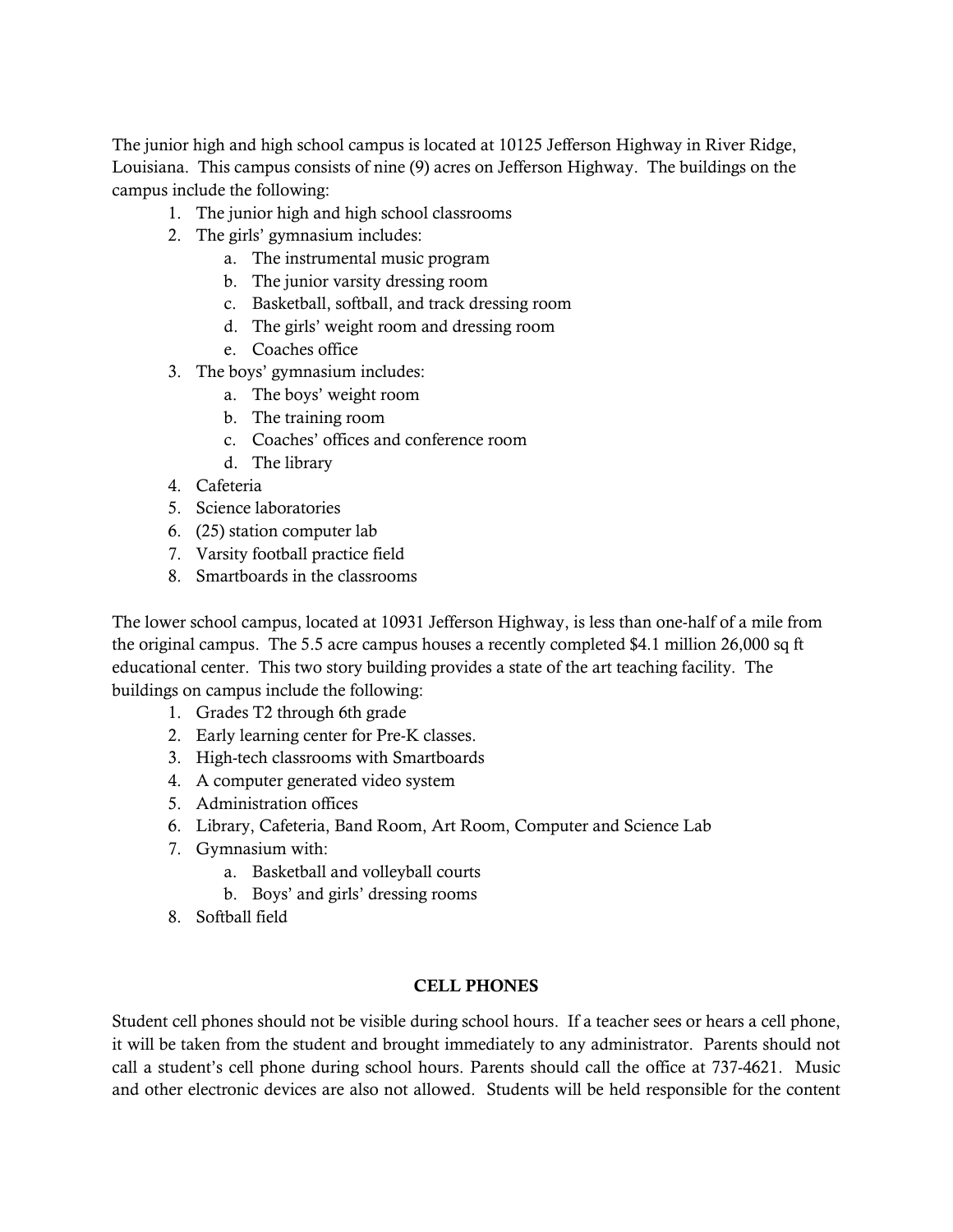The junior high and high school campus is located at 10125 Jefferson Highway in River Ridge, Louisiana. This campus consists of nine (9) acres on Jefferson Highway. The buildings on the campus include the following:

1. The junior high and high school classrooms
2. The girls' gymnasium includes:
    a. The instrumental music program
    b. The junior varsity dressing room
    c. Basketball, softball, and track dressing room
    d. The girls' weight room and dressing room
    e. Coaches office
3. The boys' gymnasium includes:
    a. The boys' weight room
    b. The training room
    c. Coaches' offices and conference room
    d. The library
4. Cafeteria
5. Science laboratories
6. (25) station computer lab
7. Varsity football practice field
8. Smartboards in the classrooms

The lower school campus, located at 10931 Jefferson Highway, is less than one-half of a mile from the original campus. The 5.5 acre campus houses a recently completed $4.1 million 26,000 sq ft educational center. This two story building provides a state of the art teaching facility. The buildings on campus include the following:

1. Grades T2 through 6th grade
2. Early learning center for Pre-K classes.
3. High-tech classrooms with Smartboards
4. A computer generated video system
5. Administration offices
6. Library, Cafeteria, Band Room, Art Room, Computer and Science Lab
7. Gymnasium with:
    a. Basketball and volleyball courts
    b. Boys' and girls' dressing rooms
8. Softball field

## CELL PHONES

Student cell phones should not be visible during school hours. If a teacher sees or hears a cell phone, it will be taken from the student and brought immediately to any administrator. Parents should not call a student's cell phone during school hours. Parents should call the office at 737-4621. Music and other electronic devices are also not allowed. Students will be held responsible for the content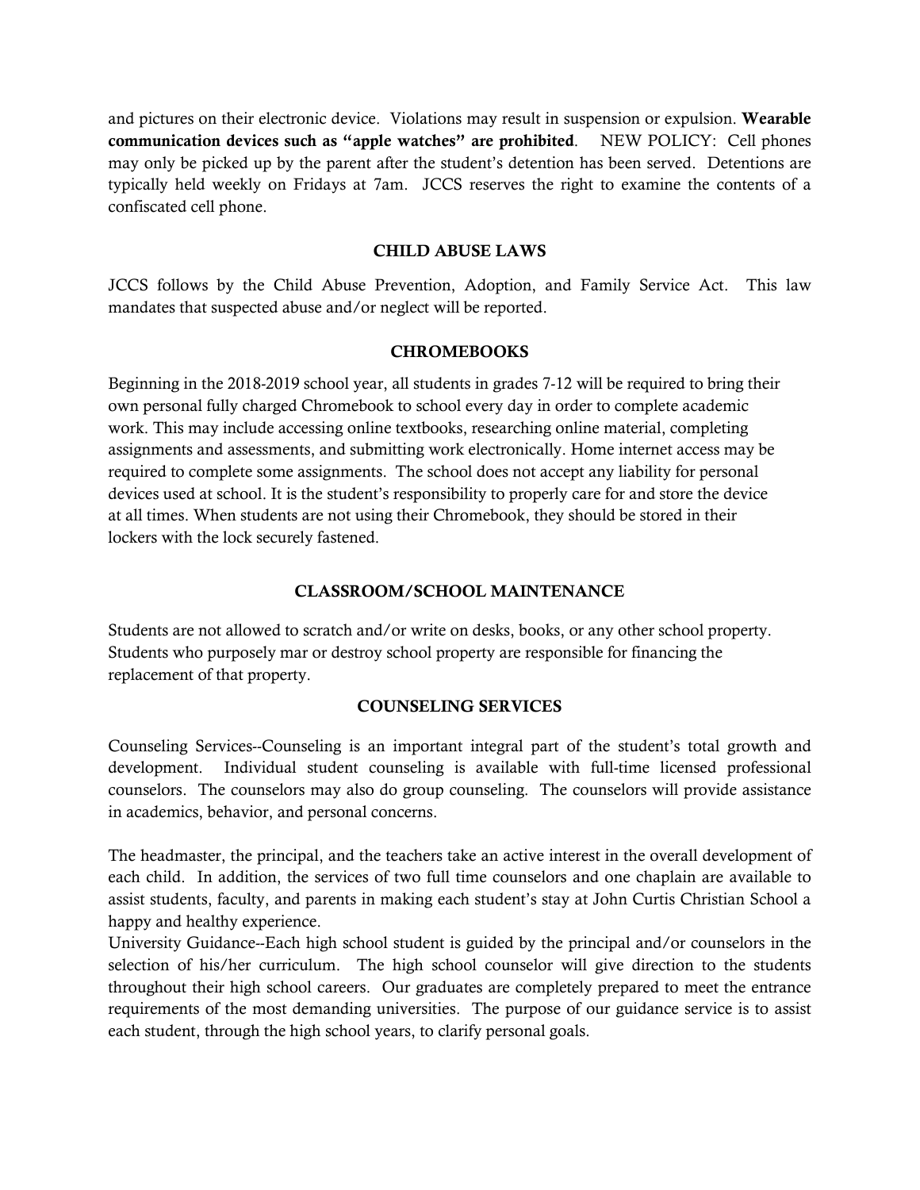and pictures on their electronic device. Violations may result in suspension or expulsion. **Wearable communication devices such as "apple watches" are prohibited**. NEW POLICY: Cell phones may only be picked up by the parent after the student's detention has been served. Detentions are typically held weekly on Fridays at 7am. JCCS reserves the right to examine the contents of a confiscated cell phone.

## CHILD ABUSE LAWS

JCCS follows by the Child Abuse Prevention, Adoption, and Family Service Act. This law mandates that suspected abuse and/or neglect will be reported.

## CHROMEBOOKS

Beginning in the 2018-2019 school year, all students in grades 7-12 will be required to bring their own personal fully charged Chromebook to school every day in order to complete academic work. This may include accessing online textbooks, researching online material, completing assignments and assessments, and submitting work electronically. Home internet access may be required to complete some assignments. The school does not accept any liability for personal devices used at school. It is the student's responsibility to properly care for and store the device at all times. When students are not using their Chromebook, they should be stored in their lockers with the lock securely fastened.

## CLASSROOM/SCHOOL MAINTENANCE

Students are not allowed to scratch and/or write on desks, books, or any other school property. Students who purposely mar or destroy school property are responsible for financing the replacement of that property.

## COUNSELING SERVICES

Counseling Services--Counseling is an important integral part of the student's total growth and development. Individual student counseling is available with full-time licensed professional counselors. The counselors may also do group counseling. The counselors will provide assistance in academics, behavior, and personal concerns.

The headmaster, the principal, and the teachers take an active interest in the overall development of each child. In addition, the services of two full time counselors and one chaplain are available to assist students, faculty, and parents in making each student's stay at John Curtis Christian School a happy and healthy experience.

University Guidance--Each high school student is guided by the principal and/or counselors in the selection of his/her curriculum. The high school counselor will give direction to the students throughout their high school careers. Our graduates are completely prepared to meet the entrance requirements of the most demanding universities. The purpose of our guidance service is to assist each student, through the high school years, to clarify personal goals.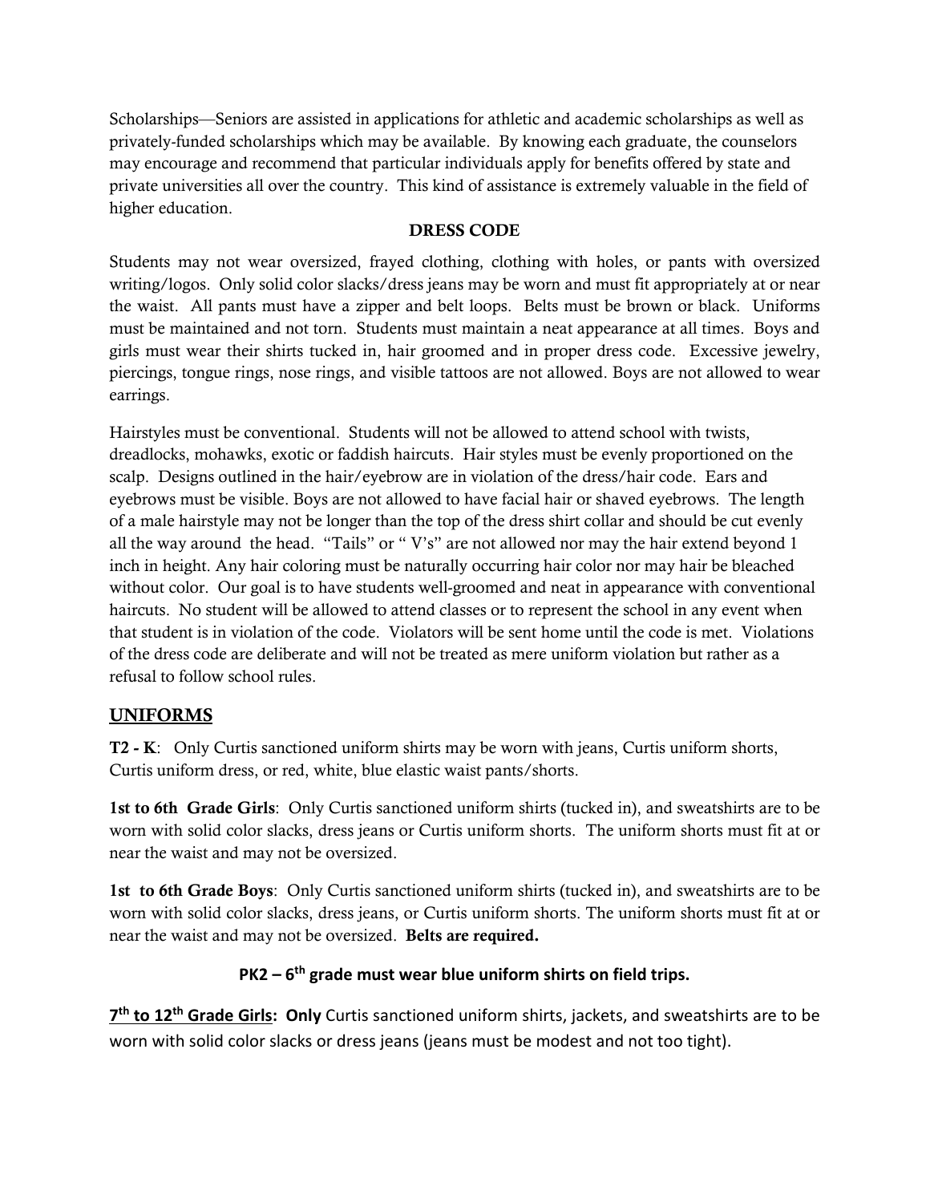Scholarships—Seniors are assisted in applications for athletic and academic scholarships as well as privately-funded scholarships which may be available. By knowing each graduate, the counselors may encourage and recommend that particular individuals apply for benefits offered by state and private universities all over the country. This kind of assistance is extremely valuable in the field of higher education.

## DRESS CODE

Students may not wear oversized, frayed clothing, clothing with holes, or pants with oversized writing/logos. Only solid color slacks/dress jeans may be worn and must fit appropriately at or near the waist. All pants must have a zipper and belt loops. Belts must be brown or black. Uniforms must be maintained and not torn. Students must maintain a neat appearance at all times. Boys and girls must wear their shirts tucked in, hair groomed and in proper dress code. Excessive jewelry, piercings, tongue rings, nose rings, and visible tattoos are not allowed. Boys are not allowed to wear earrings.

Hairstyles must be conventional. Students will not be allowed to attend school with twists, dreadlocks, mohawks, exotic or faddish haircuts. Hair styles must be evenly proportioned on the scalp. Designs outlined in the hair/eyebrow are in violation of the dress/hair code. Ears and eyebrows must be visible. Boys are not allowed to have facial hair or shaved eyebrows. The length of a male hairstyle may not be longer than the top of the dress shirt collar and should be cut evenly all the way around the head. "Tails" or " V's" are not allowed nor may the hair extend beyond 1 inch in height. Any hair coloring must be naturally occurring hair color nor may hair be bleached without color. Our goal is to have students well-groomed and neat in appearance with conventional haircuts. No student will be allowed to attend classes or to represent the school in any event when that student is in violation of the code. Violators will be sent home until the code is met. Violations of the dress code are deliberate and will not be treated as mere uniform violation but rather as a refusal to follow school rules.

## UNIFORMS

**T2 - K**: Only Curtis sanctioned uniform shirts may be worn with jeans, Curtis uniform shorts, Curtis uniform dress, or red, white, blue elastic waist pants/shorts.

**1st to 6th Grade Girls**: Only Curtis sanctioned uniform shirts (tucked in), and sweatshirts are to be worn with solid color slacks, dress jeans or Curtis uniform shorts. The uniform shorts must fit at or near the waist and may not be oversized.

**1st to 6th Grade Boys**: Only Curtis sanctioned uniform shirts (tucked in), and sweatshirts are to be worn with solid color slacks, dress jeans, or Curtis uniform shorts. The uniform shorts must fit at or near the waist and may not be oversized. **Belts are required.**

**PK2 – 6th grade must wear blue uniform shirts on field trips.**

**7th to 12th Grade Girls: Only** Curtis sanctioned uniform shirts, jackets, and sweatshirts are to be worn with solid color slacks or dress jeans (jeans must be modest and not too tight).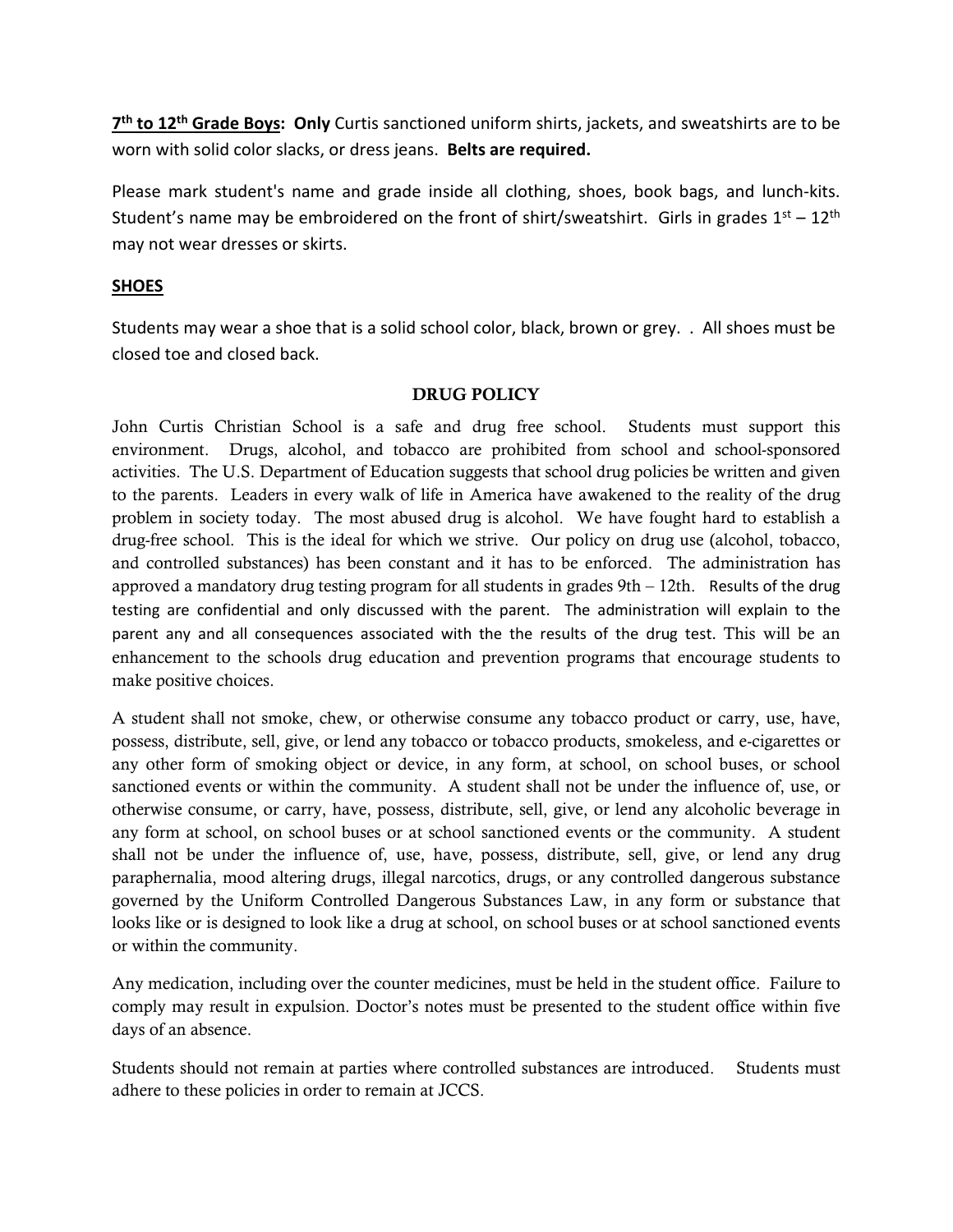**7th to 12th Grade Boys: Only** Curtis sanctioned uniform shirts, jackets, and sweatshirts are to be worn with solid color slacks, or dress jeans. **Belts are required.**

Please mark student's name and grade inside all clothing, shoes, book bags, and lunch-kits. Student's name may be embroidered on the front of shirt/sweatshirt. Girls in grades 1st – 12th may not wear dresses or skirts.

## SHOES

Students may wear a shoe that is a solid school color, black, brown or grey. . All shoes must be closed toe and closed back.

## DRUG POLICY

John Curtis Christian School is a safe and drug free school. Students must support this environment. Drugs, alcohol, and tobacco are prohibited from school and school-sponsored activities. The U.S. Department of Education suggests that school drug policies be written and given to the parents. Leaders in every walk of life in America have awakened to the reality of the drug problem in society today. The most abused drug is alcohol. We have fought hard to establish a drug-free school. This is the ideal for which we strive. Our policy on drug use (alcohol, tobacco, and controlled substances) has been constant and it has to be enforced. The administration has approved a mandatory drug testing program for all students in grades 9th – 12th. Results of the drug testing are confidential and only discussed with the parent. The administration will explain to the parent any and all consequences associated with the the results of the drug test. This will be an enhancement to the schools drug education and prevention programs that encourage students to make positive choices.

A student shall not smoke, chew, or otherwise consume any tobacco product or carry, use, have, possess, distribute, sell, give, or lend any tobacco or tobacco products, smokeless, and e-cigarettes or any other form of smoking object or device, in any form, at school, on school buses, or school sanctioned events or within the community. A student shall not be under the influence of, use, or otherwise consume, or carry, have, possess, distribute, sell, give, or lend any alcoholic beverage in any form at school, on school buses or at school sanctioned events or the community. A student shall not be under the influence of, use, have, possess, distribute, sell, give, or lend any drug paraphernalia, mood altering drugs, illegal narcotics, drugs, or any controlled dangerous substance governed by the Uniform Controlled Dangerous Substances Law, in any form or substance that looks like or is designed to look like a drug at school, on school buses or at school sanctioned events or within the community.

Any medication, including over the counter medicines, must be held in the student office. Failure to comply may result in expulsion. Doctor's notes must be presented to the student office within five days of an absence.

Students should not remain at parties where controlled substances are introduced. Students must adhere to these policies in order to remain at JCCS.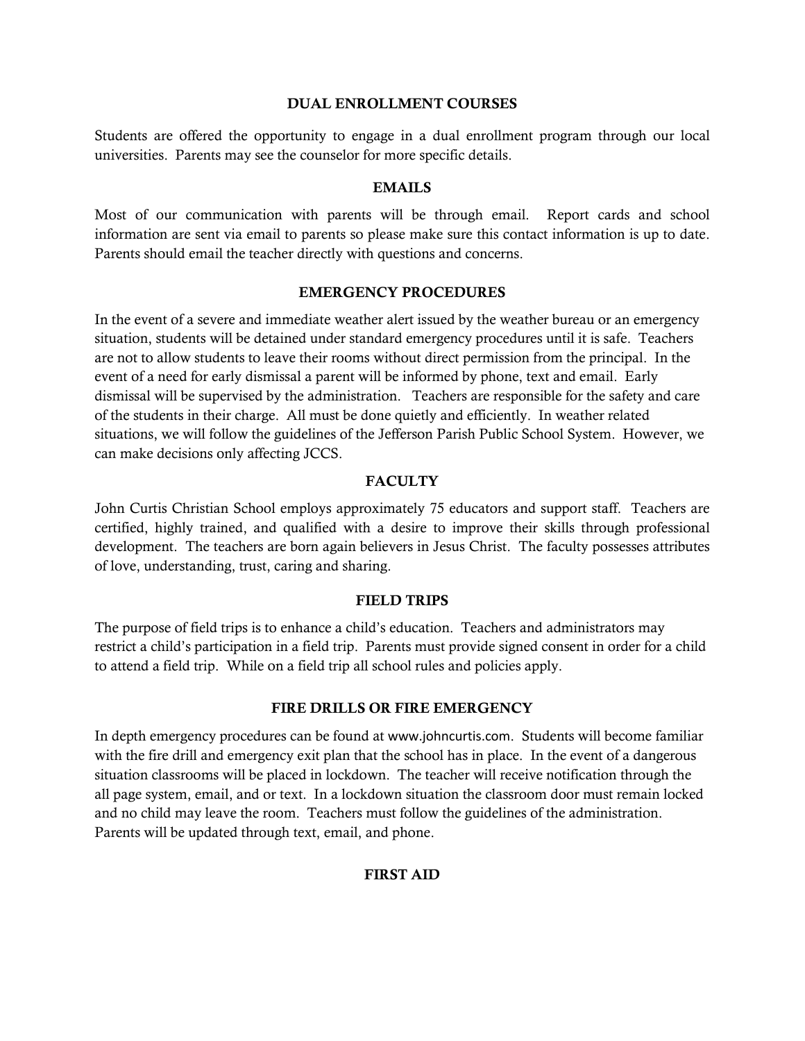## DUAL ENROLLMENT COURSES

Students are offered the opportunity to engage in a dual enrollment program through our local universities. Parents may see the counselor for more specific details.

## EMAILS

Most of our communication with parents will be through email. Report cards and school information are sent via email to parents so please make sure this contact information is up to date. Parents should email the teacher directly with questions and concerns.

## EMERGENCY PROCEDURES

In the event of a severe and immediate weather alert issued by the weather bureau or an emergency situation, students will be detained under standard emergency procedures until it is safe. Teachers are not to allow students to leave their rooms without direct permission from the principal. In the event of a need for early dismissal a parent will be informed by phone, text and email. Early dismissal will be supervised by the administration. Teachers are responsible for the safety and care of the students in their charge. All must be done quietly and efficiently. In weather related situations, we will follow the guidelines of the Jefferson Parish Public School System. However, we can make decisions only affecting JCCS.

## FACULTY

John Curtis Christian School employs approximately 75 educators and support staff. Teachers are certified, highly trained, and qualified with a desire to improve their skills through professional development. The teachers are born again believers in Jesus Christ. The faculty possesses attributes of love, understanding, trust, caring and sharing.

## FIELD TRIPS

The purpose of field trips is to enhance a child's education. Teachers and administrators may restrict a child's participation in a field trip. Parents must provide signed consent in order for a child to attend a field trip. While on a field trip all school rules and policies apply.

## FIRE DRILLS OR FIRE EMERGENCY

In depth emergency procedures can be found at www.johncurtis.com. Students will become familiar with the fire drill and emergency exit plan that the school has in place. In the event of a dangerous situation classrooms will be placed in lockdown. The teacher will receive notification through the all page system, email, and or text. In a lockdown situation the classroom door must remain locked and no child may leave the room. Teachers must follow the guidelines of the administration. Parents will be updated through text, email, and phone.

## FIRST AID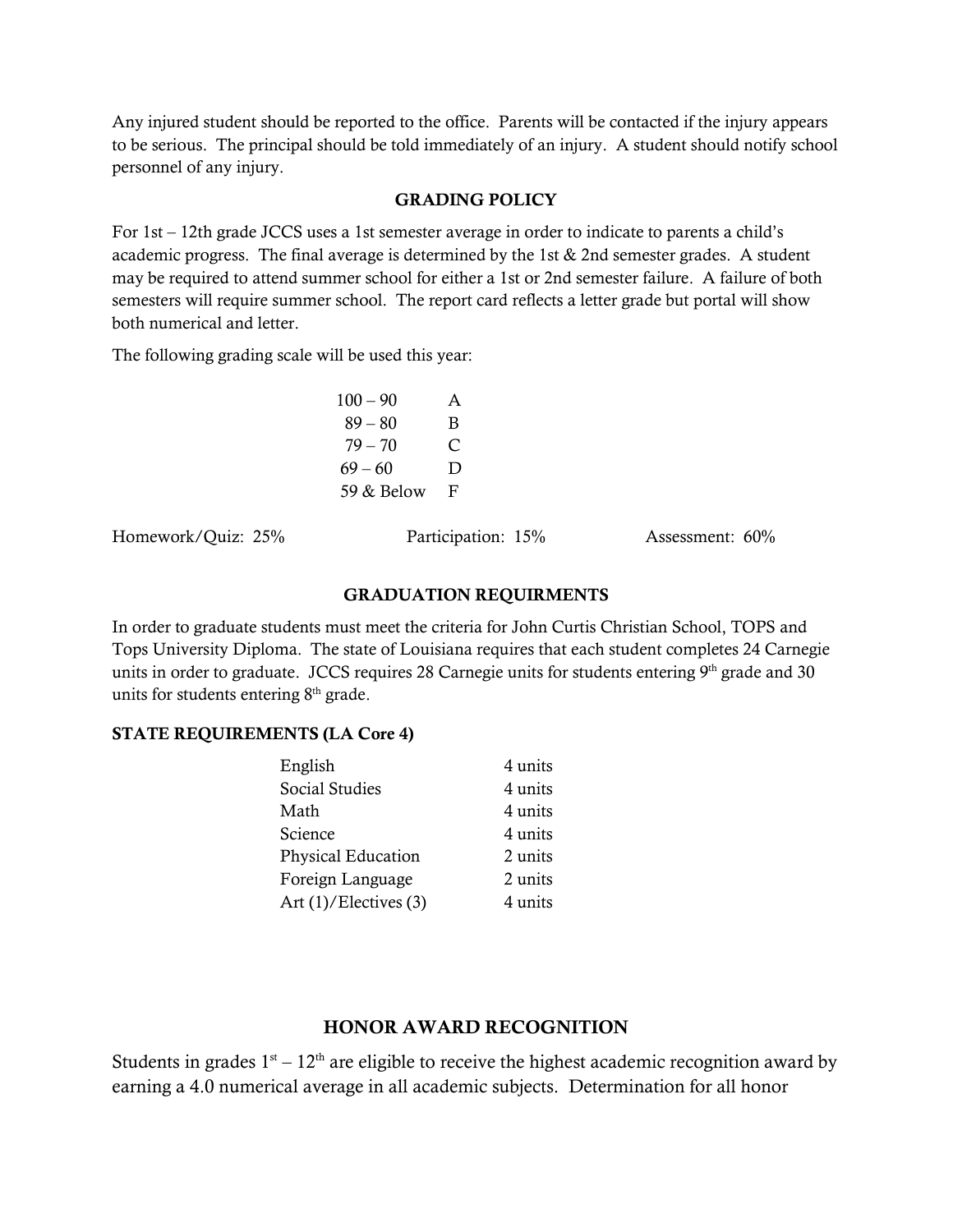Any injured student should be reported to the office. Parents will be contacted if the injury appears to be serious. The principal should be told immediately of an injury. A student should notify school personnel of any injury.

## GRADING POLICY

For 1st – 12th grade JCCS uses a 1st semester average in order to indicate to parents a child's academic progress. The final average is determined by the 1st & 2nd semester grades. A student may be required to attend summer school for either a 1st or 2nd semester failure. A failure of both semesters will require summer school. The report card reflects a letter grade but portal will show both numerical and letter.

The following grading scale will be used this year:

| | |
|---|---|
| 100 – 90 | A |
| 89 – 80 | B |
| 79 – 70 | C |
| 69 – 60 | D |
| 59 & Below | F |

Homework/Quiz: 25% Participation: 15% Assessment: 60%

## GRADUATION REQUIRMENTS

In order to graduate students must meet the criteria for John Curtis Christian School, TOPS and Tops University Diploma. The state of Louisiana requires that each student completes 24 Carnegie units in order to graduate. JCCS requires 28 Carnegie units for students entering 9th grade and 30 units for students entering 8th grade.

### STATE REQUIREMENTS (LA Core 4)

| | |
|---|---|
| English | 4 units |
| Social Studies | 4 units |
| Math | 4 units |
| Science | 4 units |
| Physical Education | 2 units |
| Foreign Language | 2 units |
| Art (1)/Electives (3) | 4 units |

## HONOR AWARD RECOGNITION

Students in grades 1st – 12th are eligible to receive the highest academic recognition award by earning a 4.0 numerical average in all academic subjects. Determination for all honor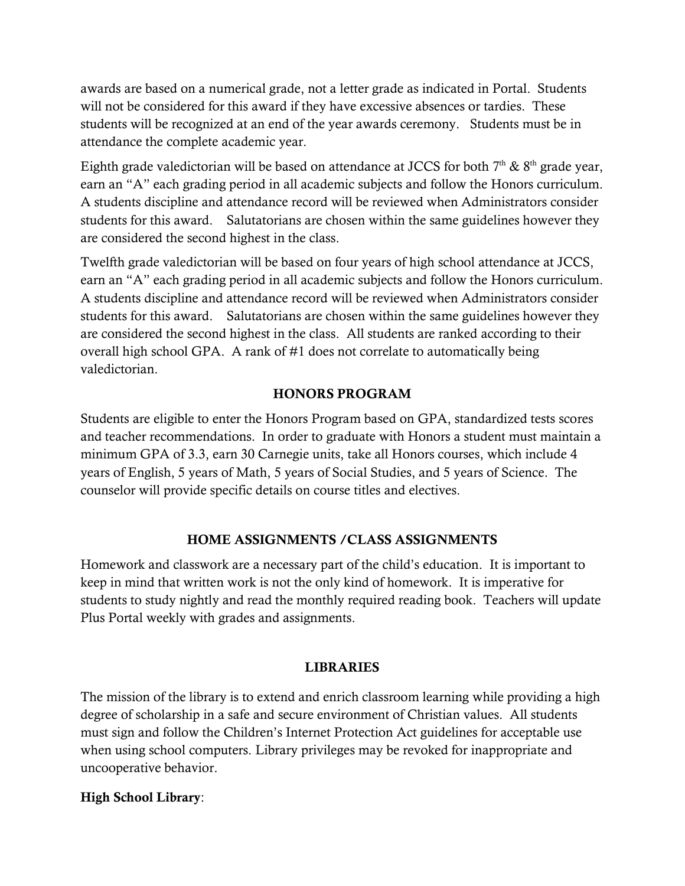awards are based on a numerical grade, not a letter grade as indicated in Portal. Students will not be considered for this award if they have excessive absences or tardies. These students will be recognized at an end of the year awards ceremony. Students must be in attendance the complete academic year.

Eighth grade valedictorian will be based on attendance at JCCS for both 7th & 8th grade year, earn an "A" each grading period in all academic subjects and follow the Honors curriculum. A students discipline and attendance record will be reviewed when Administrators consider students for this award. Salutatorians are chosen within the same guidelines however they are considered the second highest in the class.

Twelfth grade valedictorian will be based on four years of high school attendance at JCCS, earn an "A" each grading period in all academic subjects and follow the Honors curriculum. A students discipline and attendance record will be reviewed when Administrators consider students for this award. Salutatorians are chosen within the same guidelines however they are considered the second highest in the class. All students are ranked according to their overall high school GPA. A rank of #1 does not correlate to automatically being valedictorian.

## HONORS PROGRAM

Students are eligible to enter the Honors Program based on GPA, standardized tests scores and teacher recommendations. In order to graduate with Honors a student must maintain a minimum GPA of 3.3, earn 30 Carnegie units, take all Honors courses, which include 4 years of English, 5 years of Math, 5 years of Social Studies, and 5 years of Science. The counselor will provide specific details on course titles and electives.

## HOME ASSIGNMENTS /CLASS ASSIGNMENTS

Homework and classwork are a necessary part of the child's education. It is important to keep in mind that written work is not the only kind of homework. It is imperative for students to study nightly and read the monthly required reading book. Teachers will update Plus Portal weekly with grades and assignments.

## LIBRARIES

The mission of the library is to extend and enrich classroom learning while providing a high degree of scholarship in a safe and secure environment of Christian values. All students must sign and follow the Children's Internet Protection Act guidelines for acceptable use when using school computers. Library privileges may be revoked for inappropriate and uncooperative behavior.

**High School Library**: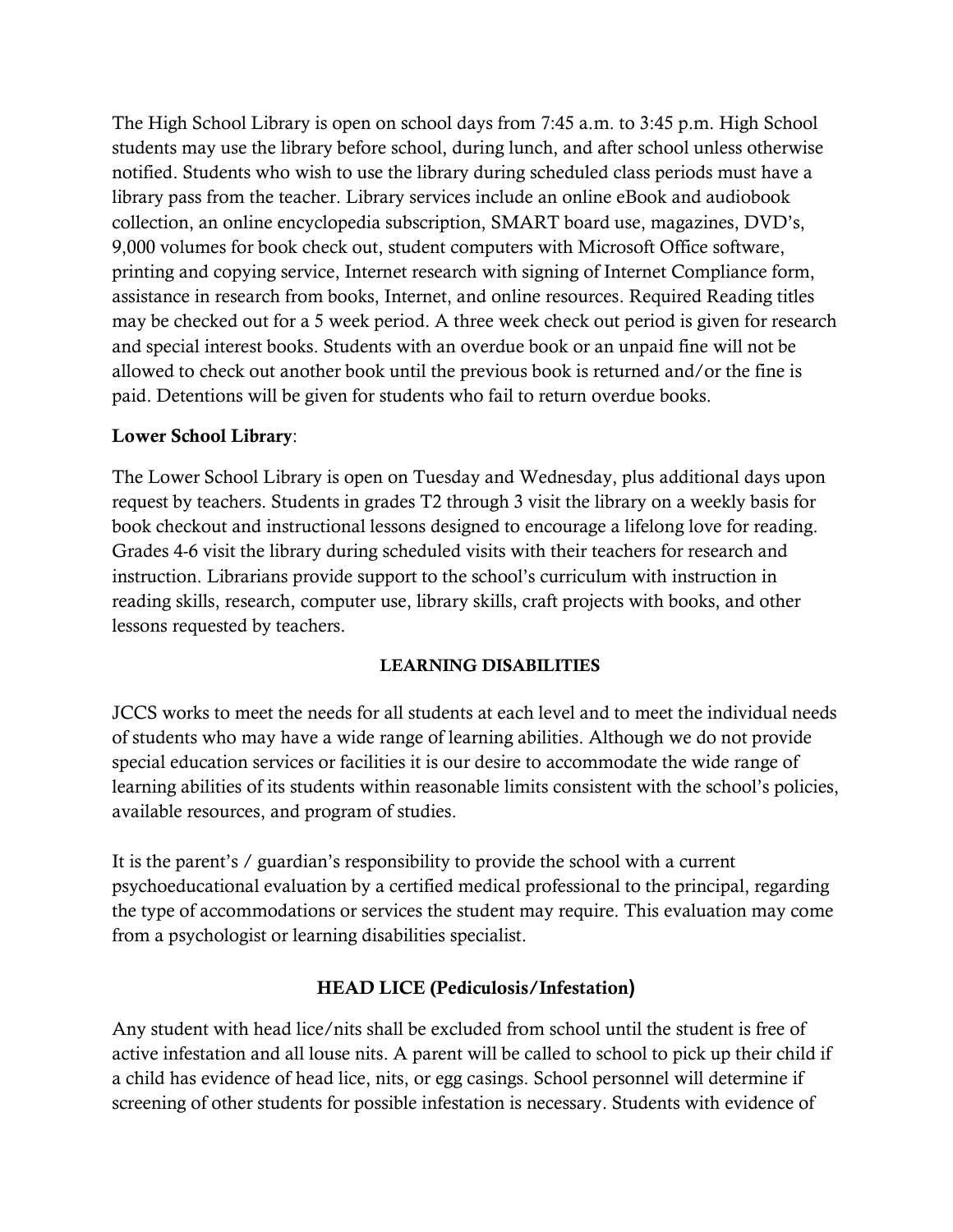The High School Library is open on school days from 7:45 a.m. to 3:45 p.m. High School students may use the library before school, during lunch, and after school unless otherwise notified. Students who wish to use the library during scheduled class periods must have a library pass from the teacher. Library services include an online eBook and audiobook collection, an online encyclopedia subscription, SMART board use, magazines, DVD's, 9,000 volumes for book check out, student computers with Microsoft Office software, printing and copying service, Internet research with signing of Internet Compliance form, assistance in research from books, Internet, and online resources. Required Reading titles may be checked out for a 5 week period. A three week check out period is given for research and special interest books. Students with an overdue book or an unpaid fine will not be allowed to check out another book until the previous book is returned and/or the fine is paid. Detentions will be given for students who fail to return overdue books.

**Lower School Library**:

The Lower School Library is open on Tuesday and Wednesday, plus additional days upon request by teachers. Students in grades T2 through 3 visit the library on a weekly basis for book checkout and instructional lessons designed to encourage a lifelong love for reading. Grades 4-6 visit the library during scheduled visits with their teachers for research and instruction. Librarians provide support to the school's curriculum with instruction in reading skills, research, computer use, library skills, craft projects with books, and other lessons requested by teachers.

## LEARNING DISABILITIES

JCCS works to meet the needs for all students at each level and to meet the individual needs of students who may have a wide range of learning abilities. Although we do not provide special education services or facilities it is our desire to accommodate the wide range of learning abilities of its students within reasonable limits consistent with the school's policies, available resources, and program of studies.

It is the parent's / guardian's responsibility to provide the school with a current psychoeducational evaluation by a certified medical professional to the principal, regarding the type of accommodations or services the student may require. This evaluation may come from a psychologist or learning disabilities specialist.

## HEAD LICE (Pediculosis/Infestation)

Any student with head lice/nits shall be excluded from school until the student is free of active infestation and all louse nits. A parent will be called to school to pick up their child if a child has evidence of head lice, nits, or egg casings. School personnel will determine if screening of other students for possible infestation is necessary. Students with evidence of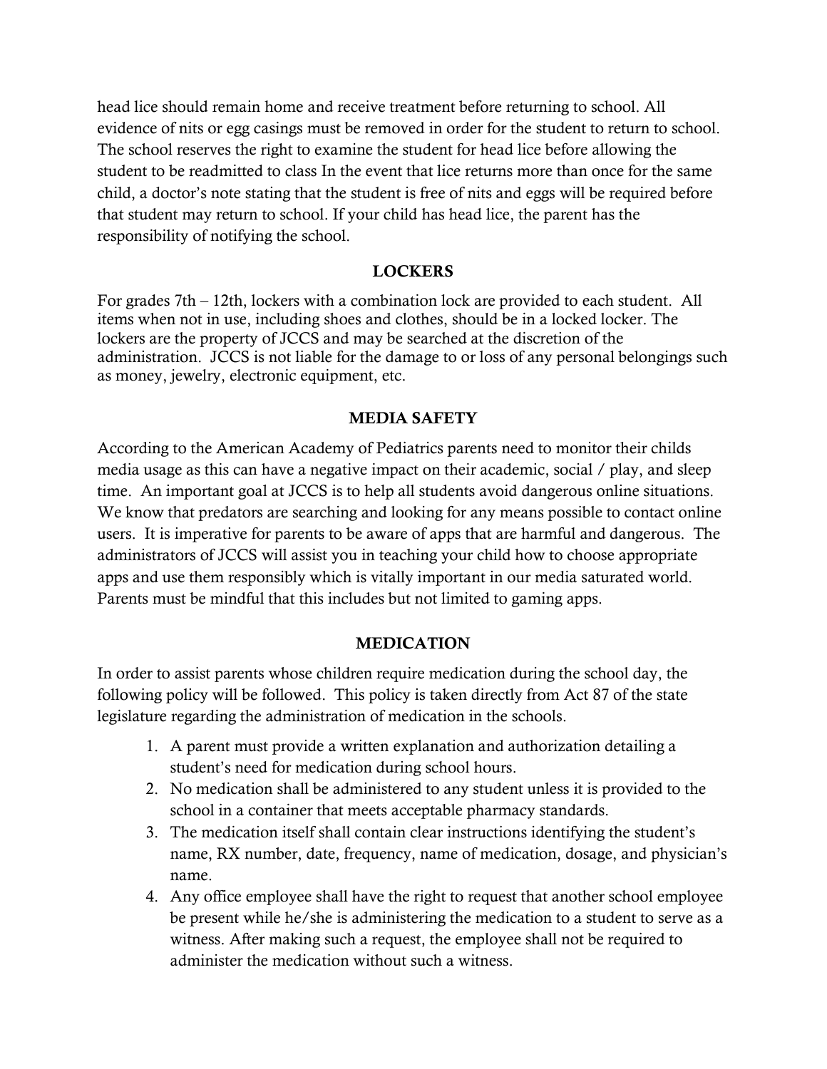head lice should remain home and receive treatment before returning to school. All evidence of nits or egg casings must be removed in order for the student to return to school. The school reserves the right to examine the student for head lice before allowing the student to be readmitted to class In the event that lice returns more than once for the same child, a doctor's note stating that the student is free of nits and eggs will be required before that student may return to school. If your child has head lice, the parent has the responsibility of notifying the school.

## LOCKERS

For grades 7th – 12th, lockers with a combination lock are provided to each student. All items when not in use, including shoes and clothes, should be in a locked locker. The lockers are the property of JCCS and may be searched at the discretion of the administration. JCCS is not liable for the damage to or loss of any personal belongings such as money, jewelry, electronic equipment, etc.

## MEDIA SAFETY

According to the American Academy of Pediatrics parents need to monitor their childs media usage as this can have a negative impact on their academic, social / play, and sleep time. An important goal at JCCS is to help all students avoid dangerous online situations. We know that predators are searching and looking for any means possible to contact online users. It is imperative for parents to be aware of apps that are harmful and dangerous. The administrators of JCCS will assist you in teaching your child how to choose appropriate apps and use them responsibly which is vitally important in our media saturated world. Parents must be mindful that this includes but not limited to gaming apps.

## MEDICATION

In order to assist parents whose children require medication during the school day, the following policy will be followed. This policy is taken directly from Act 87 of the state legislature regarding the administration of medication in the schools.

1. A parent must provide a written explanation and authorization detailing a student's need for medication during school hours.
2. No medication shall be administered to any student unless it is provided to the school in a container that meets acceptable pharmacy standards.
3. The medication itself shall contain clear instructions identifying the student's name, RX number, date, frequency, name of medication, dosage, and physician's name.
4. Any office employee shall have the right to request that another school employee be present while he/she is administering the medication to a student to serve as a witness. After making such a request, the employee shall not be required to administer the medication without such a witness.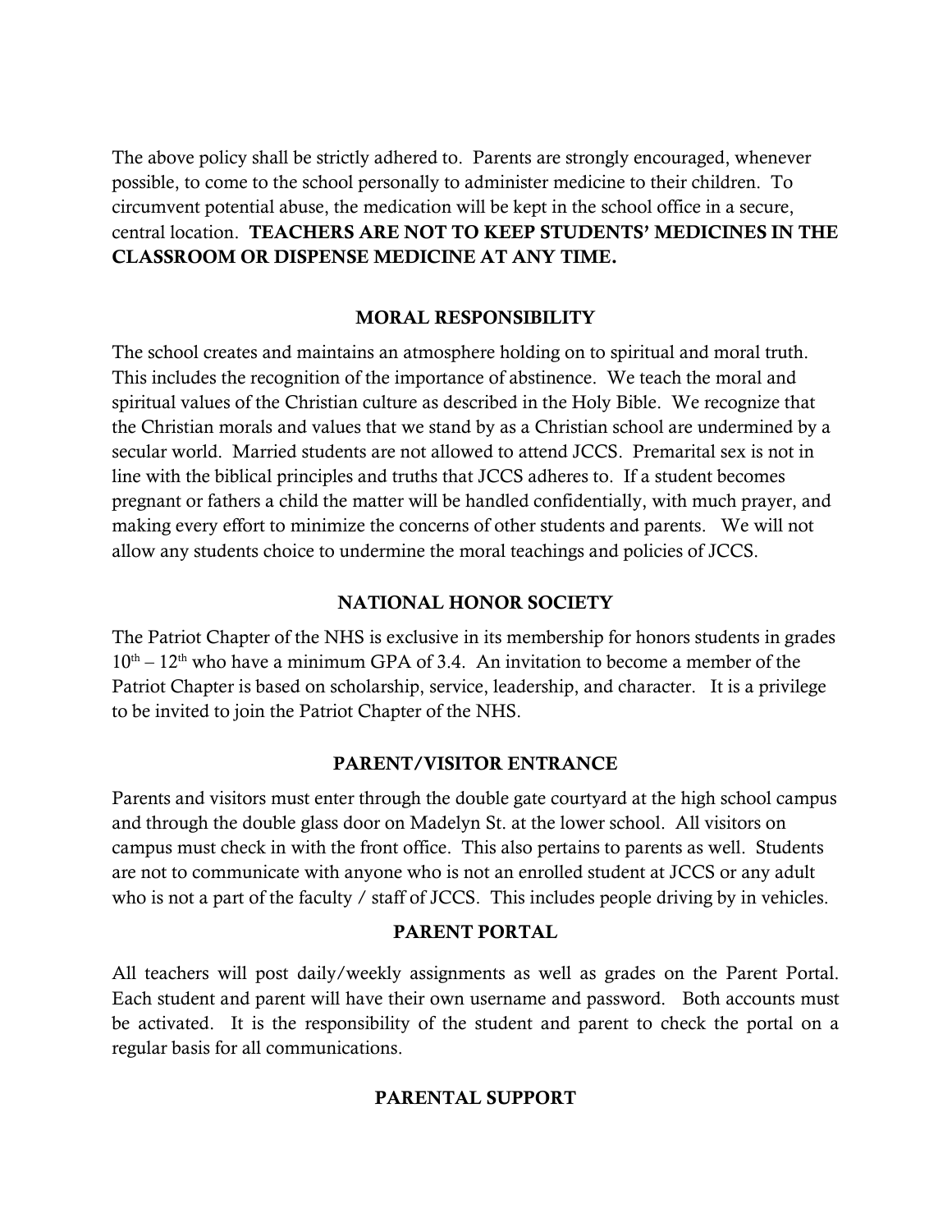The above policy shall be strictly adhered to. Parents are strongly encouraged, whenever possible, to come to the school personally to administer medicine to their children. To circumvent potential abuse, the medication will be kept in the school office in a secure, central location. **TEACHERS ARE NOT TO KEEP STUDENTS' MEDICINES IN THE CLASSROOM OR DISPENSE MEDICINE AT ANY TIME.**

## MORAL RESPONSIBILITY

The school creates and maintains an atmosphere holding on to spiritual and moral truth. This includes the recognition of the importance of abstinence. We teach the moral and spiritual values of the Christian culture as described in the Holy Bible. We recognize that the Christian morals and values that we stand by as a Christian school are undermined by a secular world. Married students are not allowed to attend JCCS. Premarital sex is not in line with the biblical principles and truths that JCCS adheres to. If a student becomes pregnant or fathers a child the matter will be handled confidentially, with much prayer, and making every effort to minimize the concerns of other students and parents. We will not allow any students choice to undermine the moral teachings and policies of JCCS.

## NATIONAL HONOR SOCIETY

The Patriot Chapter of the NHS is exclusive in its membership for honors students in grades $10^{th}$ – $12^{th}$ who have a minimum GPA of 3.4. An invitation to become a member of the Patriot Chapter is based on scholarship, service, leadership, and character. It is a privilege to be invited to join the Patriot Chapter of the NHS.

## PARENT/VISITOR ENTRANCE

Parents and visitors must enter through the double gate courtyard at the high school campus and through the double glass door on Madelyn St. at the lower school. All visitors on campus must check in with the front office. This also pertains to parents as well. Students are not to communicate with anyone who is not an enrolled student at JCCS or any adult who is not a part of the faculty / staff of JCCS. This includes people driving by in vehicles.

## PARENT PORTAL

All teachers will post daily/weekly assignments as well as grades on the Parent Portal. Each student and parent will have their own username and password. Both accounts must be activated. It is the responsibility of the student and parent to check the portal on a regular basis for all communications.

## PARENTAL SUPPORT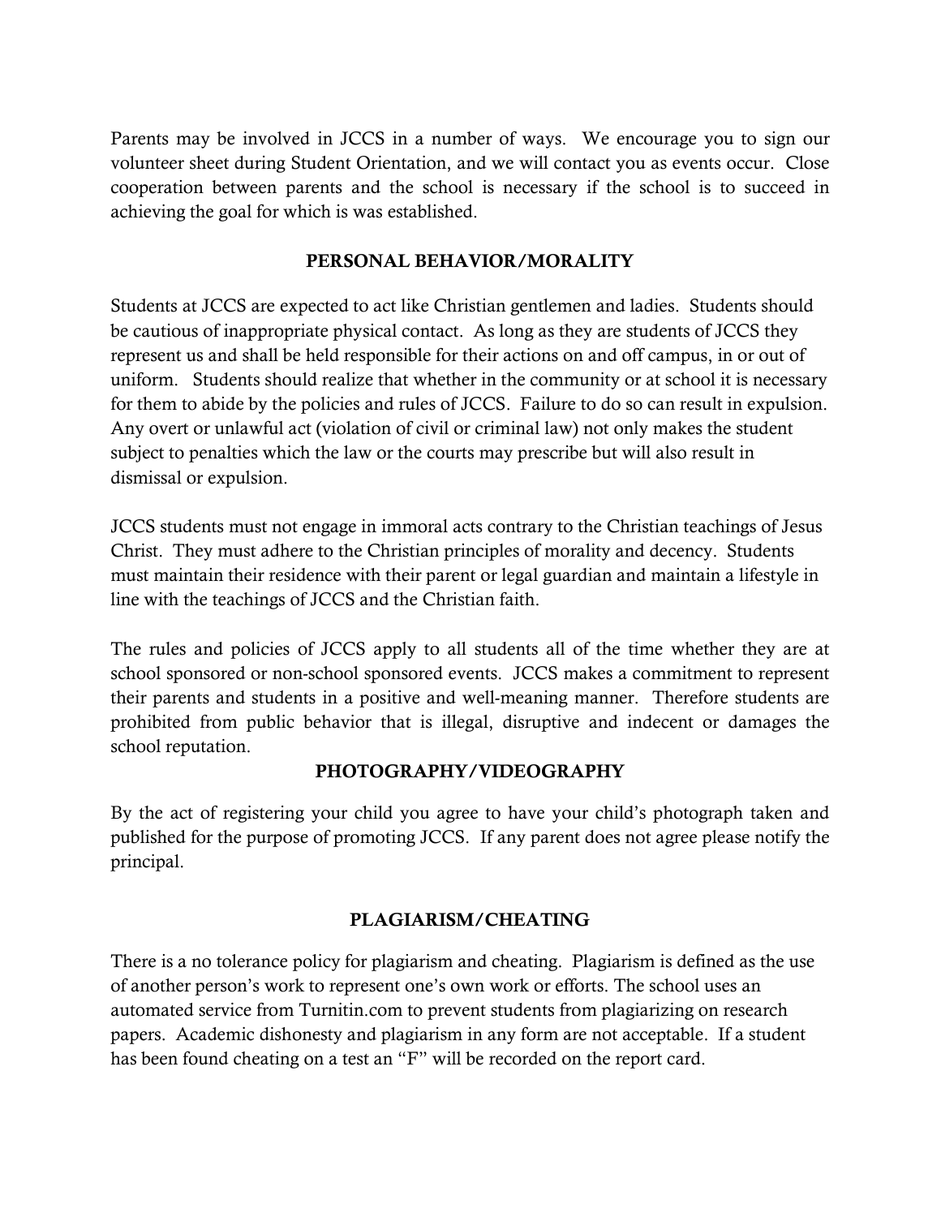Parents may be involved in JCCS in a number of ways. We encourage you to sign our volunteer sheet during Student Orientation, and we will contact you as events occur. Close cooperation between parents and the school is necessary if the school is to succeed in achieving the goal for which is was established.

## PERSONAL BEHAVIOR/MORALITY

Students at JCCS are expected to act like Christian gentlemen and ladies. Students should be cautious of inappropriate physical contact. As long as they are students of JCCS they represent us and shall be held responsible for their actions on and off campus, in or out of uniform. Students should realize that whether in the community or at school it is necessary for them to abide by the policies and rules of JCCS. Failure to do so can result in expulsion. Any overt or unlawful act (violation of civil or criminal law) not only makes the student subject to penalties which the law or the courts may prescribe but will also result in dismissal or expulsion.

JCCS students must not engage in immoral acts contrary to the Christian teachings of Jesus Christ. They must adhere to the Christian principles of morality and decency. Students must maintain their residence with their parent or legal guardian and maintain a lifestyle in line with the teachings of JCCS and the Christian faith.

The rules and policies of JCCS apply to all students all of the time whether they are at school sponsored or non-school sponsored events. JCCS makes a commitment to represent their parents and students in a positive and well-meaning manner. Therefore students are prohibited from public behavior that is illegal, disruptive and indecent or damages the school reputation.

## PHOTOGRAPHY/VIDEOGRAPHY

By the act of registering your child you agree to have your child's photograph taken and published for the purpose of promoting JCCS. If any parent does not agree please notify the principal.

## PLAGIARISM/CHEATING

There is a no tolerance policy for plagiarism and cheating. Plagiarism is defined as the use of another person's work to represent one's own work or efforts. The school uses an automated service from Turnitin.com to prevent students from plagiarizing on research papers. Academic dishonesty and plagiarism in any form are not acceptable. If a student has been found cheating on a test an "F" will be recorded on the report card.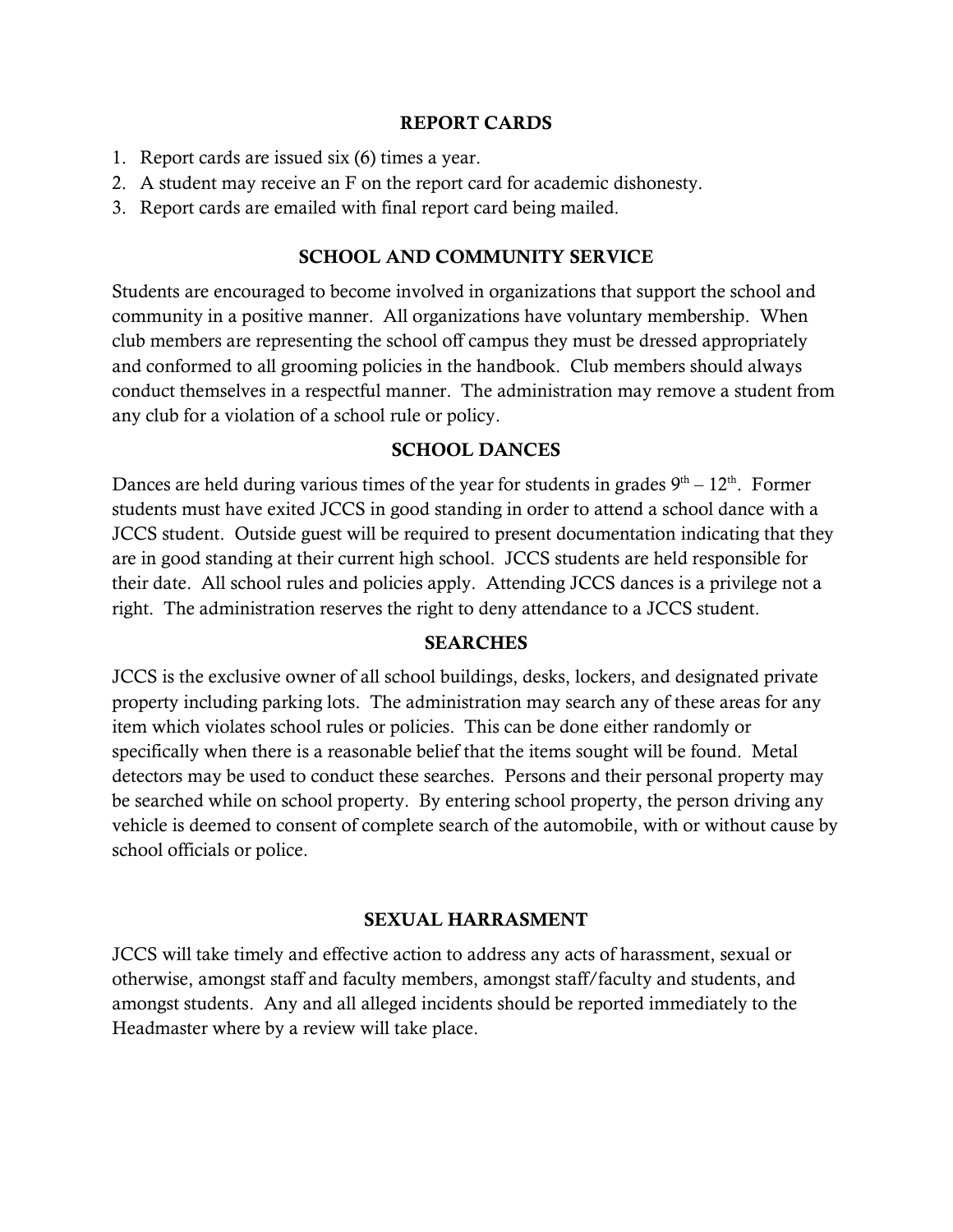## REPORT CARDS

1. Report cards are issued six (6) times a year.
2. A student may receive an F on the report card for academic dishonesty.
3. Report cards are emailed with final report card being mailed.

## SCHOOL AND COMMUNITY SERVICE

Students are encouraged to become involved in organizations that support the school and community in a positive manner. All organizations have voluntary membership. When club members are representing the school off campus they must be dressed appropriately and conformed to all grooming policies in the handbook. Club members should always conduct themselves in a respectful manner. The administration may remove a student from any club for a violation of a school rule or policy.

## SCHOOL DANCES

Dances are held during various times of the year for students in grades 9th – 12th. Former students must have exited JCCS in good standing in order to attend a school dance with a JCCS student. Outside guest will be required to present documentation indicating that they are in good standing at their current high school. JCCS students are held responsible for their date. All school rules and policies apply. Attending JCCS dances is a privilege not a right. The administration reserves the right to deny attendance to a JCCS student.

## SEARCHES

JCCS is the exclusive owner of all school buildings, desks, lockers, and designated private property including parking lots. The administration may search any of these areas for any item which violates school rules or policies. This can be done either randomly or specifically when there is a reasonable belief that the items sought will be found. Metal detectors may be used to conduct these searches. Persons and their personal property may be searched while on school property. By entering school property, the person driving any vehicle is deemed to consent of complete search of the automobile, with or without cause by school officials or police.

## SEXUAL HARRASMENT

JCCS will take timely and effective action to address any acts of harassment, sexual or otherwise, amongst staff and faculty members, amongst staff/faculty and students, and amongst students. Any and all alleged incidents should be reported immediately to the Headmaster where by a review will take place.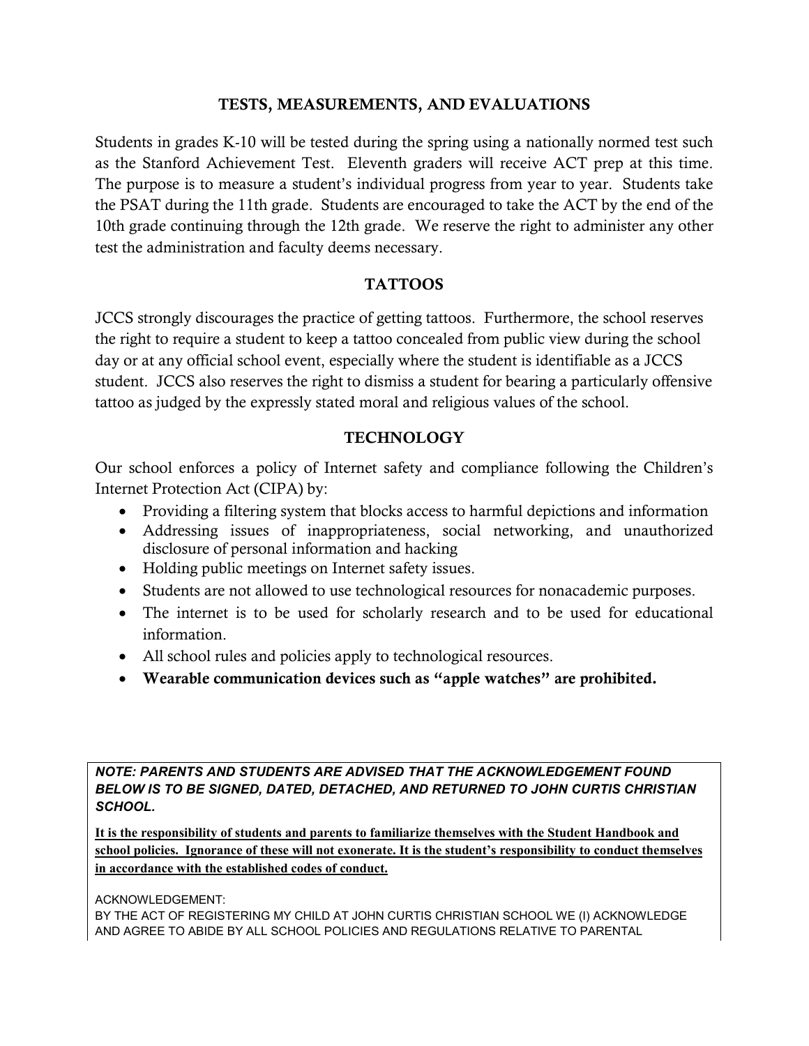## TESTS, MEASUREMENTS, AND EVALUATIONS

Students in grades K-10 will be tested during the spring using a nationally normed test such as the Stanford Achievement Test. Eleventh graders will receive ACT prep at this time. The purpose is to measure a student's individual progress from year to year. Students take the PSAT during the 11th grade. Students are encouraged to take the ACT by the end of the 10th grade continuing through the 12th grade. We reserve the right to administer any other test the administration and faculty deems necessary.

## TATTOOS

JCCS strongly discourages the practice of getting tattoos. Furthermore, the school reserves the right to require a student to keep a tattoo concealed from public view during the school day or at any official school event, especially where the student is identifiable as a JCCS student. JCCS also reserves the right to dismiss a student for bearing a particularly offensive tattoo as judged by the expressly stated moral and religious values of the school.

## TECHNOLOGY

Our school enforces a policy of Internet safety and compliance following the Children's Internet Protection Act (CIPA) by:

- Providing a filtering system that blocks access to harmful depictions and information
- Addressing issues of inappropriateness, social networking, and unauthorized disclosure of personal information and hacking
- Holding public meetings on Internet safety issues.
- Students are not allowed to use technological resources for nonacademic purposes.
- The internet is to be used for scholarly research and to be used for educational information.
- All school rules and policies apply to technological resources.
- **Wearable communication devices such as "apple watches" are prohibited.**

***NOTE: PARENTS AND STUDENTS ARE ADVISED THAT THE ACKNOWLEDGEMENT FOUND BELOW IS TO BE SIGNED, DATED, DETACHED, AND RETURNED TO JOHN CURTIS CHRISTIAN SCHOOL.***

**It is the responsibility of students and parents to familiarize themselves with the Student Handbook and school policies. Ignorance of these will not exonerate. It is the student's responsibility to conduct themselves in accordance with the established codes of conduct.**

ACKNOWLEDGEMENT:
BY THE ACT OF REGISTERING MY CHILD AT JOHN CURTIS CHRISTIAN SCHOOL WE (I) ACKNOWLEDGE AND AGREE TO ABIDE BY ALL SCHOOL POLICIES AND REGULATIONS RELATIVE TO PARENTAL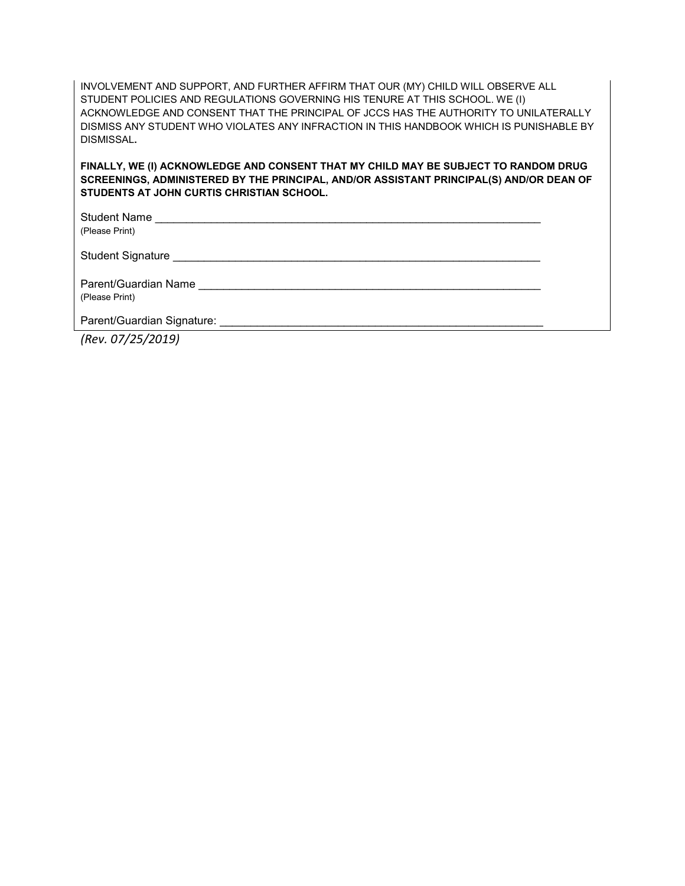INVOLVEMENT AND SUPPORT, AND FURTHER AFFIRM THAT OUR (MY) CHILD WILL OBSERVE ALL STUDENT POLICIES AND REGULATIONS GOVERNING HIS TENURE AT THIS SCHOOL. WE (I) ACKNOWLEDGE AND CONSENT THAT THE PRINCIPAL OF JCCS HAS THE AUTHORITY TO UNILATERALLY DISMISS ANY STUDENT WHO VIOLATES ANY INFRACTION IN THIS HANDBOOK WHICH IS PUNISHABLE BY DISMISSAL**.**

**FINALLY, WE (I) ACKNOWLEDGE AND CONSENT THAT MY CHILD MAY BE SUBJECT TO RANDOM DRUG SCREENINGS, ADMINISTERED BY THE PRINCIPAL, AND/OR ASSISTANT PRINCIPAL(S) AND/OR DEAN OF STUDENTS AT JOHN CURTIS CHRISTIAN SCHOOL.**

Student Name ______________________________________________________________
(Please Print)

Student Signature ___________________________________________________________

Parent/Guardian Name _______________________________________________________
(Please Print)

Parent/Guardian Signature: ___________________________________________________

*(Rev. 07/25/2019)*